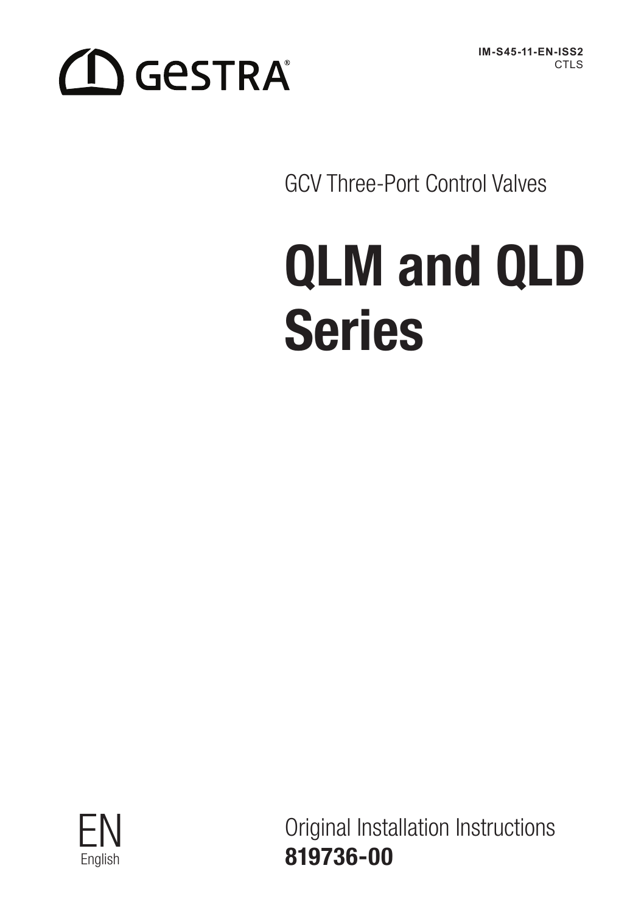GESTRA®

**IM-S45-11-EN-ISS2**
CTLS

GCV Three-Port Control Valves

# QLM and QLD Series

EN
English

Original Installation Instructions
**819736-00**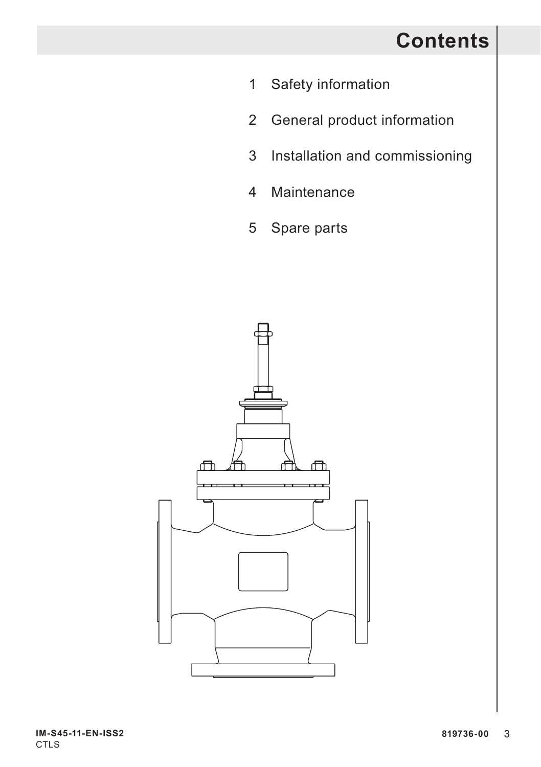# Contents

1 Safety information

2 General product information

3 Installation and commissioning

4 Maintenance

5 Spare parts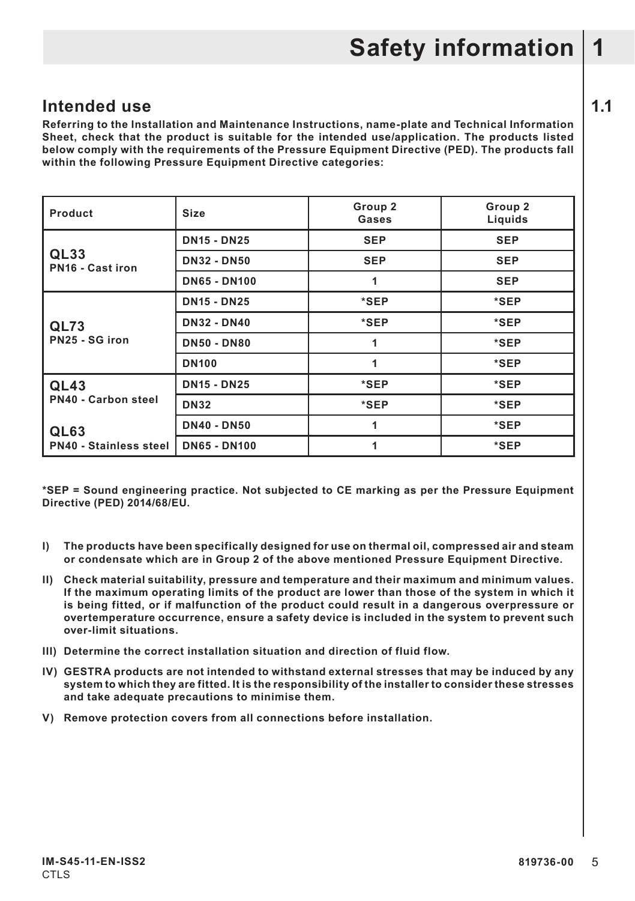# 1 Safety information

## 1.1 Intended use

**Referring to the Installation and Maintenance Instructions, name-plate and Technical Information Sheet, check that the product is suitable for the intended use/application. The products listed below comply with the requirements of the Pressure Equipment Directive (PED). The products fall within the following Pressure Equipment Directive categories:**

| Product | Size | Group 2 Gases | Group 2 Liquids |
|---|---|---|---|
| **QL33** PN16 - Cast iron | DN15 - DN25 | SEP | SEP |
| | DN32 - DN50 | SEP | SEP |
| | DN65 - DN100 | 1 | SEP |
| **QL73** PN25 - SG iron | DN15 - DN25 | *SEP | *SEP |
| | DN32 - DN40 | *SEP | *SEP |
| | DN50 - DN80 | 1 | *SEP |
| | DN100 | 1 | *SEP |
| **QL43** PN40 - Carbon steel **QL63** PN40 - Stainless steel | DN15 - DN25 | *SEP | *SEP |
| | DN32 | *SEP | *SEP |
| | DN40 - DN50 | 1 | *SEP |
| | DN65 - DN100 | 1 | *SEP |

**\*SEP = Sound engineering practice. Not subjected to CE marking as per the Pressure Equipment Directive (PED) 2014/68/EU.**

**I) The products have been specifically designed for use on thermal oil, compressed air and steam or condensate which are in Group 2 of the above mentioned Pressure Equipment Directive.**

**II) Check material suitability, pressure and temperature and their maximum and minimum values. If the maximum operating limits of the product are lower than those of the system in which it is being fitted, or if malfunction of the product could result in a dangerous overpressure or overtemperature occurrence, ensure a safety device is included in the system to prevent such over-limit situations.**

**III) Determine the correct installation situation and direction of fluid flow.**

**IV) GESTRA products are not intended to withstand external stresses that may be induced by any system to which they are fitted. It is the responsibility of the installer to consider these stresses and take adequate precautions to minimise them.**

**V) Remove protection covers from all connections before installation.**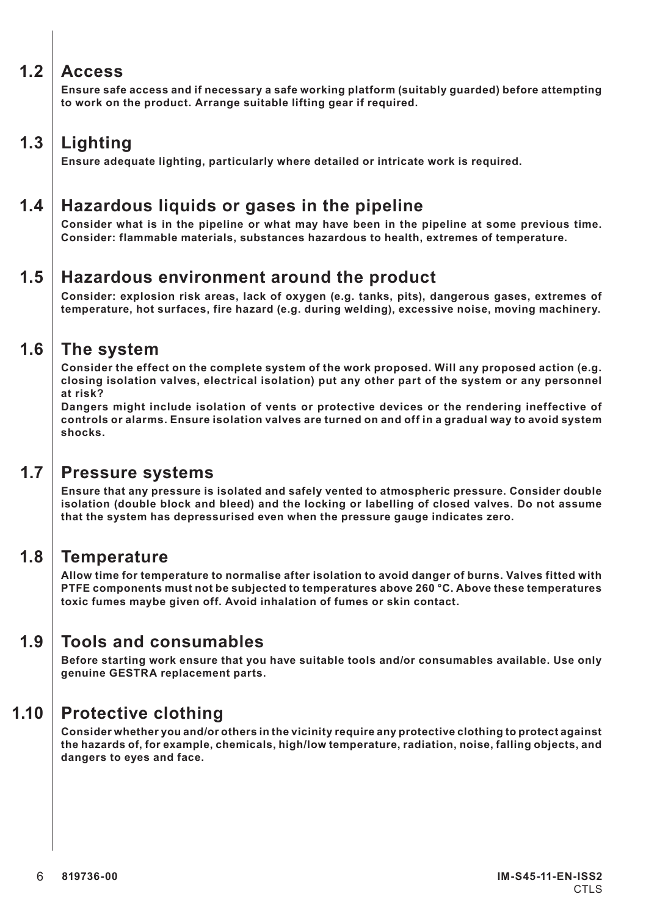## 1.2 Access

**Ensure safe access and if necessary a safe working platform (suitably guarded) before attempting to work on the product. Arrange suitable lifting gear if required.**

## 1.3 Lighting

**Ensure adequate lighting, particularly where detailed or intricate work is required.**

## 1.4 Hazardous liquids or gases in the pipeline

**Consider what is in the pipeline or what may have been in the pipeline at some previous time. Consider: flammable materials, substances hazardous to health, extremes of temperature.**

## 1.5 Hazardous environment around the product

**Consider: explosion risk areas, lack of oxygen (e.g. tanks, pits), dangerous gases, extremes of temperature, hot surfaces, fire hazard (e.g. during welding), excessive noise, moving machinery.**

## 1.6 The system

**Consider the effect on the complete system of the work proposed. Will any proposed action (e.g. closing isolation valves, electrical isolation) put any other part of the system or any personnel at risk?**

**Dangers might include isolation of vents or protective devices or the rendering ineffective of controls or alarms. Ensure isolation valves are turned on and off in a gradual way to avoid system shocks.**

## 1.7 Pressure systems

**Ensure that any pressure is isolated and safely vented to atmospheric pressure. Consider double isolation (double block and bleed) and the locking or labelling of closed valves. Do not assume that the system has depressurised even when the pressure gauge indicates zero.**

## 1.8 Temperature

**Allow time for temperature to normalise after isolation to avoid danger of burns. Valves fitted with PTFE components must not be subjected to temperatures above 260 °C. Above these temperatures toxic fumes maybe given off. Avoid inhalation of fumes or skin contact.**

## 1.9 Tools and consumables

**Before starting work ensure that you have suitable tools and/or consumables available. Use only genuine GESTRA replacement parts.**

## 1.10 Protective clothing

**Consider whether you and/or others in the vicinity require any protective clothing to protect against the hazards of, for example, chemicals, high/low temperature, radiation, noise, falling objects, and dangers to eyes and face.**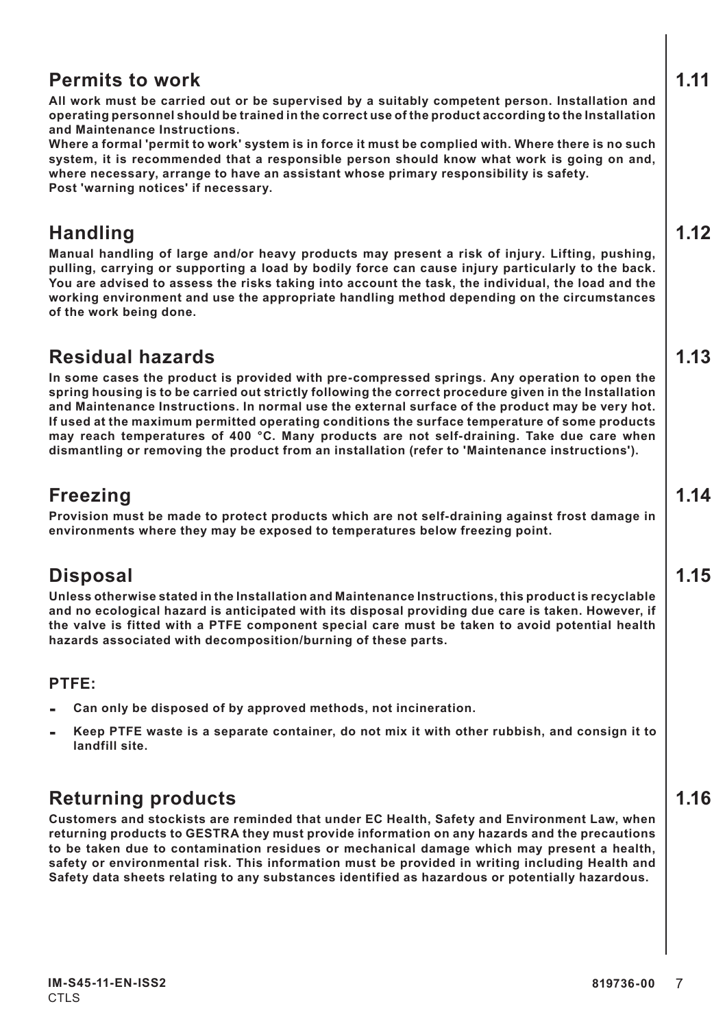## 1.11 Permits to work

**All work must be carried out or be supervised by a suitably competent person. Installation and operating personnel should be trained in the correct use of the product according to the Installation and Maintenance Instructions.**

**Where a formal 'permit to work' system is in force it must be complied with. Where there is no such system, it is recommended that a responsible person should know what work is going on and, where necessary, arrange to have an assistant whose primary responsibility is safety.**

**Post 'warning notices' if necessary.**

## 1.12 Handling

**Manual handling of large and/or heavy products may present a risk of injury. Lifting, pushing, pulling, carrying or supporting a load by bodily force can cause injury particularly to the back. You are advised to assess the risks taking into account the task, the individual, the load and the working environment and use the appropriate handling method depending on the circumstances of the work being done.**

## 1.13 Residual hazards

**In some cases the product is provided with pre-compressed springs. Any operation to open the spring housing is to be carried out strictly following the correct procedure given in the Installation and Maintenance Instructions. In normal use the external surface of the product may be very hot. If used at the maximum permitted operating conditions the surface temperature of some products may reach temperatures of 400 °C. Many products are not self-draining. Take due care when dismantling or removing the product from an installation (refer to 'Maintenance instructions').**

## 1.14 Freezing

**Provision must be made to protect products which are not self-draining against frost damage in environments where they may be exposed to temperatures below freezing point.**

## 1.15 Disposal

**Unless otherwise stated in the Installation and Maintenance Instructions, this product is recyclable and no ecological hazard is anticipated with its disposal providing due care is taken. However, if the valve is fitted with a PTFE component special care must be taken to avoid potential health hazards associated with decomposition/burning of these parts.**

### PTFE:

- **Can only be disposed of by approved methods, not incineration.**
- **Keep PTFE waste is a separate container, do not mix it with other rubbish, and consign it to landfill site.**

## 1.16 Returning products

**Customers and stockists are reminded that under EC Health, Safety and Environment Law, when returning products to GESTRA they must provide information on any hazards and the precautions to be taken due to contamination residues or mechanical damage which may present a health, safety or environmental risk. This information must be provided in writing including Health and Safety data sheets relating to any substances identified as hazardous or potentially hazardous.**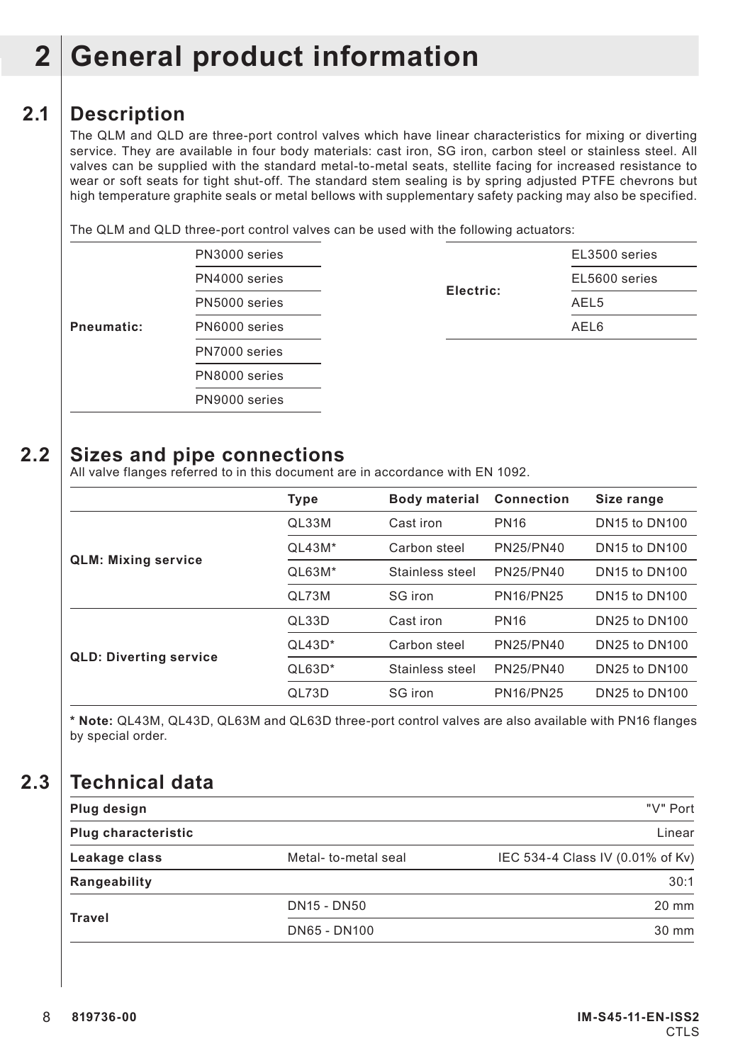# 2 General product information

## 2.1 Description

The QLM and QLD are three-port control valves which have linear characteristics for mixing or diverting service. They are available in four body materials: cast iron, SG iron, carbon steel or stainless steel. All valves can be supplied with the standard metal-to-metal seats, stellite facing for increased resistance to wear or soft seats for tight shut-off. The standard stem sealing is by spring adjusted PTFE chevrons but high temperature graphite seals or metal bellows with supplementary safety packing may also be specified.

The QLM and QLD three-port control valves can be used with the following actuators:

| | |
|---|---|
| **Pneumatic:** | PN3000 series |
| | PN4000 series |
| | PN5000 series |
| | PN6000 series |
| | PN7000 series |
| | PN8000 series |
| | PN9000 series |

| | |
|---|---|
| **Electric:** | EL3500 series |
| | EL5600 series |
| | AEL5 |
| | AEL6 |

## 2.2 Sizes and pipe connections

All valve flanges referred to in this document are in accordance with EN 1092.

| | Type | Body material | Connection | Size range |
|---|---|---|---|---|
| **QLM: Mixing service** | QL33M | Cast iron | PN16 | DN15 to DN100 |
| | QL43M* | Carbon steel | PN25/PN40 | DN15 to DN100 |
| | QL63M* | Stainless steel | PN25/PN40 | DN15 to DN100 |
| | QL73M | SG iron | PN16/PN25 | DN15 to DN100 |
| **QLD: Diverting service** | QL33D | Cast iron | PN16 | DN25 to DN100 |
| | QL43D* | Carbon steel | PN25/PN40 | DN25 to DN100 |
| | QL63D* | Stainless steel | PN25/PN40 | DN25 to DN100 |
| | QL73D | SG iron | PN16/PN25 | DN25 to DN100 |

**\* Note:** QL43M, QL43D, QL63M and QL63D three-port control valves are also available with PN16 flanges by special order.

## 2.3 Technical data

| | | |
|---|---|---|
| **Plug design** | | "V" Port |
| **Plug characteristic** | | Linear |
| **Leakage class** | Metal- to-metal seal | IEC 534-4 Class IV (0.01% of Kv) |
| **Rangeability** | | 30:1 |
| **Travel** | DN15 - DN50 | 20 mm |
| | DN65 - DN100 | 30 mm |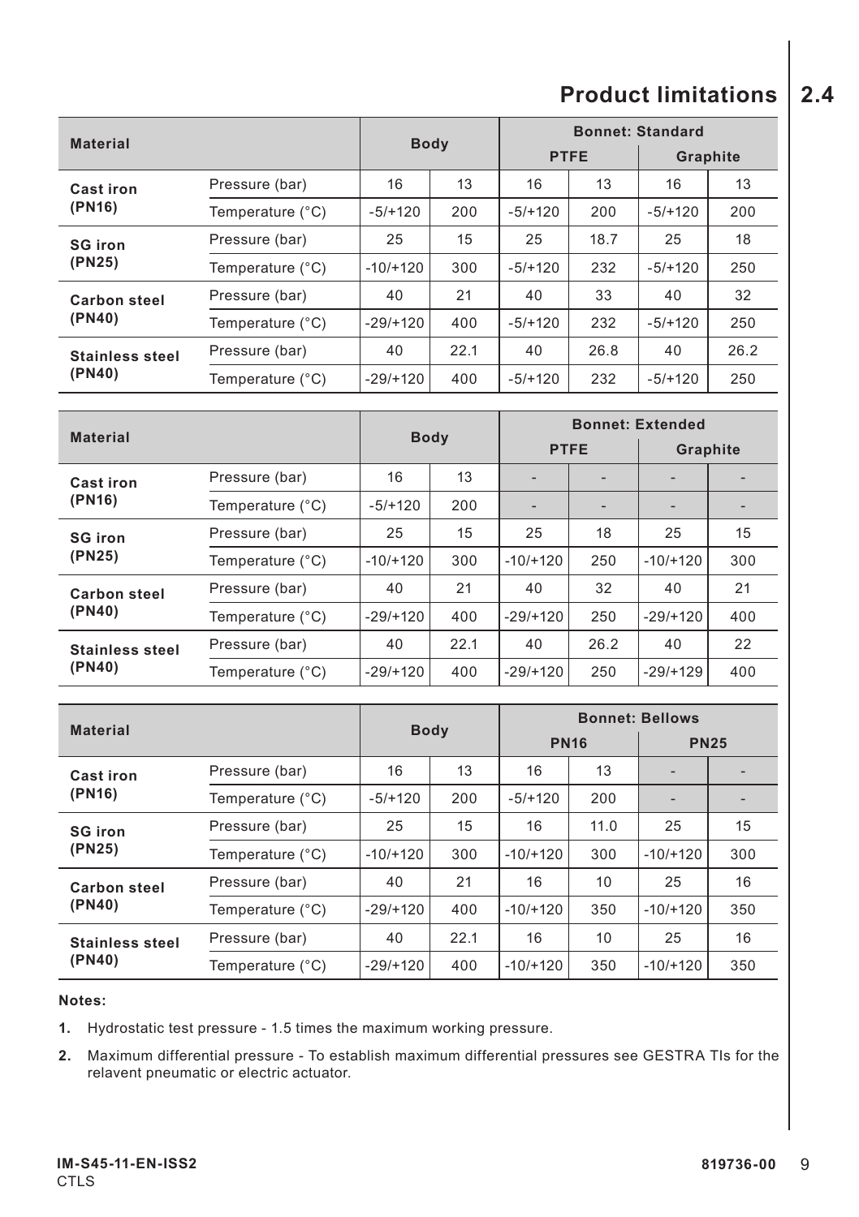## Product limitations 2.4

| Material | | Body | | Bonnet: Standard | | | |
|---|---|---|---|---|---|---|---|
| | | | | PTFE | | Graphite | |
| **Cast iron (PN16)** | Pressure (bar) | 16 | 13 | 16 | 13 | 16 | 13 |
| | Temperature (°C) | -5/+120 | 200 | -5/+120 | 200 | -5/+120 | 200 |
| **SG iron (PN25)** | Pressure (bar) | 25 | 15 | 25 | 18.7 | 25 | 18 |
| | Temperature (°C) | -10/+120 | 300 | -5/+120 | 232 | -5/+120 | 250 |
| **Carbon steel (PN40)** | Pressure (bar) | 40 | 21 | 40 | 33 | 40 | 32 |
| | Temperature (°C) | -29/+120 | 400 | -5/+120 | 232 | -5/+120 | 250 |
| **Stainless steel (PN40)** | Pressure (bar) | 40 | 22.1 | 40 | 26.8 | 40 | 26.2 |
| | Temperature (°C) | -29/+120 | 400 | -5/+120 | 232 | -5/+120 | 250 |

| Material | | Body | | Bonnet: Extended | | | |
|---|---|---|---|---|---|---|---|
| | | | | PTFE | | Graphite | |
| **Cast iron (PN16)** | Pressure (bar) | 16 | 13 | - | - | - | - |
| | Temperature (°C) | -5/+120 | 200 | - | - | - | - |
| **SG iron (PN25)** | Pressure (bar) | 25 | 15 | 25 | 18 | 25 | 15 |
| | Temperature (°C) | -10/+120 | 300 | -10/+120 | 250 | -10/+120 | 300 |
| **Carbon steel (PN40)** | Pressure (bar) | 40 | 21 | 40 | 32 | 40 | 21 |
| | Temperature (°C) | -29/+120 | 400 | -29/+120 | 250 | -29/+120 | 400 |
| **Stainless steel (PN40)** | Pressure (bar) | 40 | 22.1 | 40 | 26.2 | 40 | 22 |
| | Temperature (°C) | -29/+120 | 400 | -29/+120 | 250 | -29/+129 | 400 |

| Material | | Body | | Bonnet: Bellows | | | |
|---|---|---|---|---|---|---|---|
| | | | | PN16 | | PN25 | |
| **Cast iron (PN16)** | Pressure (bar) | 16 | 13 | 16 | 13 | - | - |
| | Temperature (°C) | -5/+120 | 200 | -5/+120 | 200 | - | - |
| **SG iron (PN25)** | Pressure (bar) | 25 | 15 | 16 | 11.0 | 25 | 15 |
| | Temperature (°C) | -10/+120 | 300 | -10/+120 | 300 | -10/+120 | 300 |
| **Carbon steel (PN40)** | Pressure (bar) | 40 | 21 | 16 | 10 | 25 | 16 |
| | Temperature (°C) | -29/+120 | 400 | -10/+120 | 350 | -10/+120 | 350 |
| **Stainless steel (PN40)** | Pressure (bar) | 40 | 22.1 | 16 | 10 | 25 | 16 |
| | Temperature (°C) | -29/+120 | 400 | -10/+120 | 350 | -10/+120 | 350 |

**Notes:**

1. Hydrostatic test pressure - 1.5 times the maximum working pressure.
2. Maximum differential pressure - To establish maximum differential pressures see GESTRA TIs for the relavent pneumatic or electric actuator.

**IM-S45-11-EN-ISS2**
CTLS

**819736-00**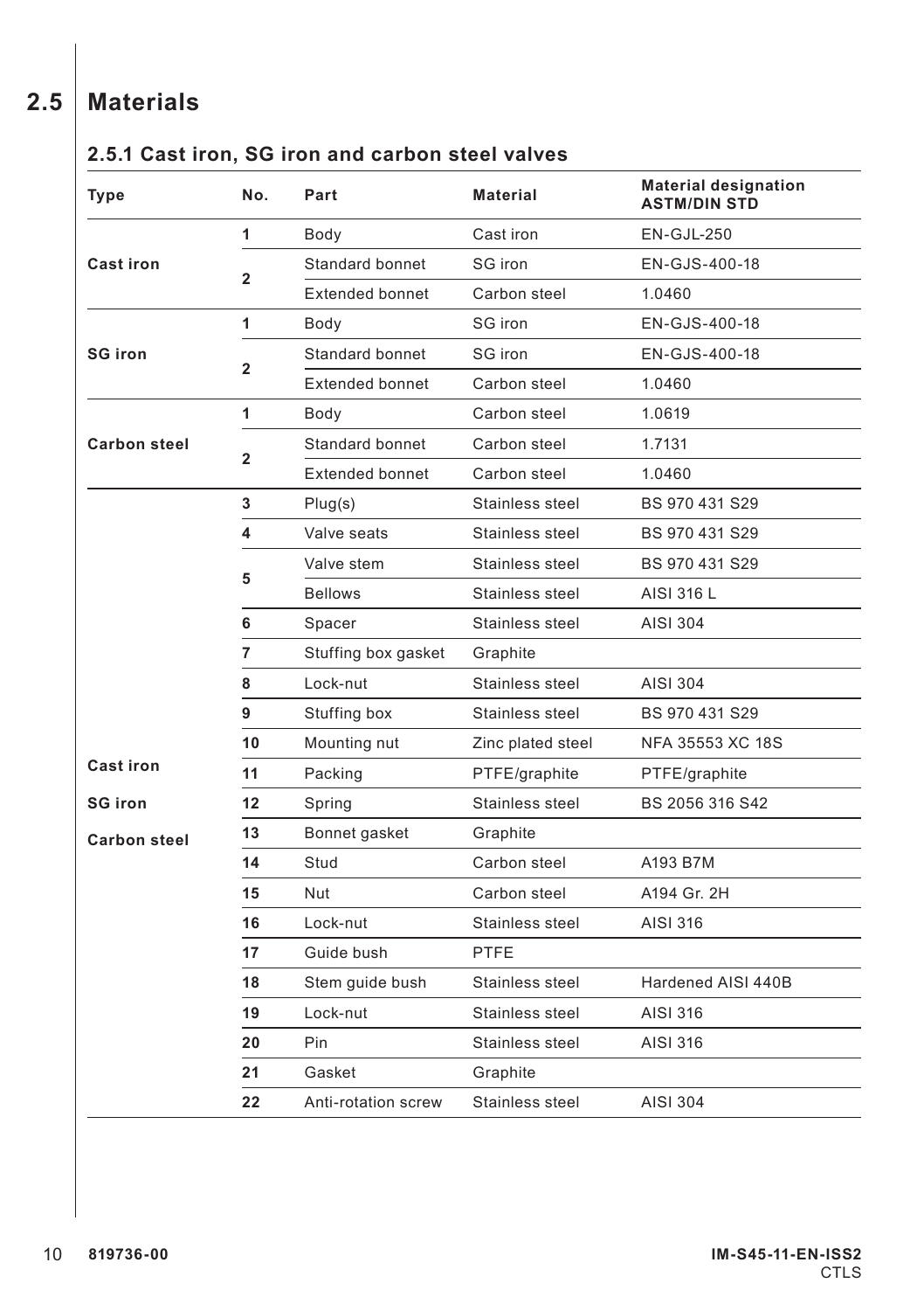## 2.5 Materials

### 2.5.1 Cast iron, SG iron and carbon steel valves

| Type | No. | Part | Material | Material designation ASTM/DIN STD |
|---|---|---|---|---|
| Cast iron | 1 | Body | Cast iron | EN-GJL-250 |
| | 2 | Standard bonnet | SG iron | EN-GJS-400-18 |
| | | Extended bonnet | Carbon steel | 1.0460 |
| SG iron | 1 | Body | SG iron | EN-GJS-400-18 |
| | 2 | Standard bonnet | SG iron | EN-GJS-400-18 |
| | | Extended bonnet | Carbon steel | 1.0460 |
| Carbon steel | 1 | Body | Carbon steel | 1.0619 |
| | 2 | Standard bonnet | Carbon steel | 1.7131 |
| | | Extended bonnet | Carbon steel | 1.0460 |
| Cast iron<br>SG iron<br>Carbon steel | 3 | Plug(s) | Stainless steel | BS 970 431 S29 |
| | 4 | Valve seats | Stainless steel | BS 970 431 S29 |
| | 5 | Valve stem | Stainless steel | BS 970 431 S29 |
| | | Bellows | Stainless steel | AISI 316 L |
| | 6 | Spacer | Stainless steel | AISI 304 |
| | 7 | Stuffing box gasket | Graphite | |
| | 8 | Lock-nut | Stainless steel | AISI 304 |
| | 9 | Stuffing box | Stainless steel | BS 970 431 S29 |
| | 10 | Mounting nut | Zinc plated steel | NFA 35553 XC 18S |
| | 11 | Packing | PTFE/graphite | PTFE/graphite |
| | 12 | Spring | Stainless steel | BS 2056 316 S42 |
| | 13 | Bonnet gasket | Graphite | |
| | 14 | Stud | Carbon steel | A193 B7M |
| | 15 | Nut | Carbon steel | A194 Gr. 2H |
| | 16 | Lock-nut | Stainless steel | AISI 316 |
| | 17 | Guide bush | PTFE | |
| | 18 | Stem guide bush | Stainless steel | Hardened AISI 440B |
| | 19 | Lock-nut | Stainless steel | AISI 316 |
| | 20 | Pin | Stainless steel | AISI 316 |
| | 21 | Gasket | Graphite | |
| | 22 | Anti-rotation screw | Stainless steel | AISI 304 |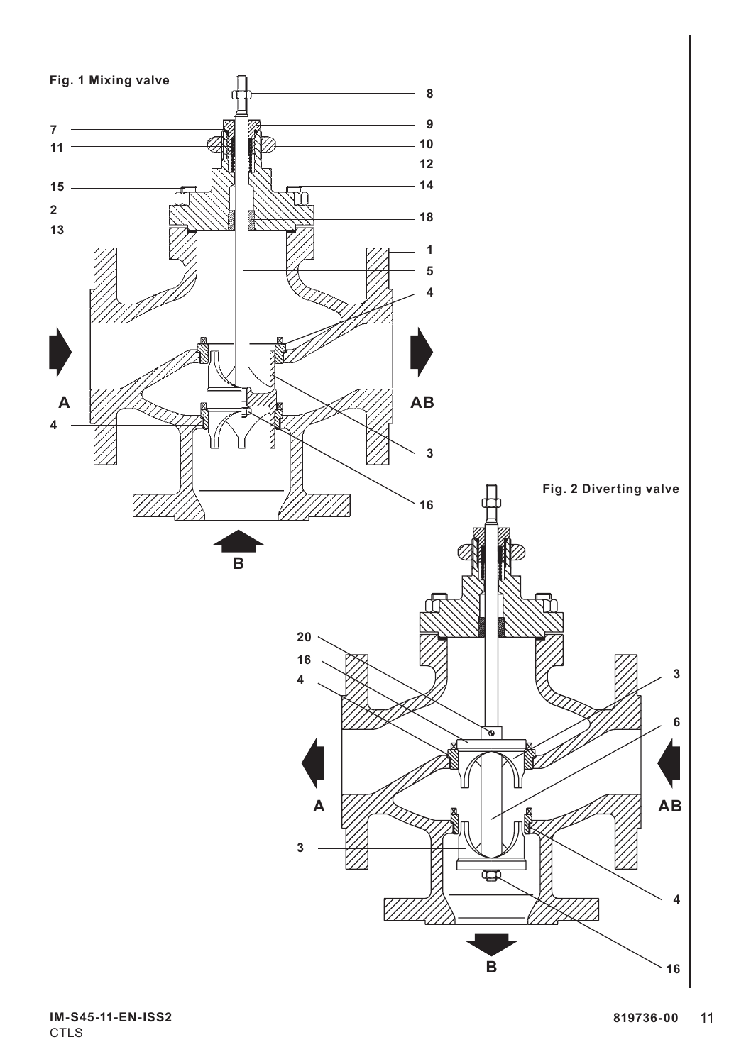**Fig. 1 Mixing valve**

**Fig. 2 Diverting valve**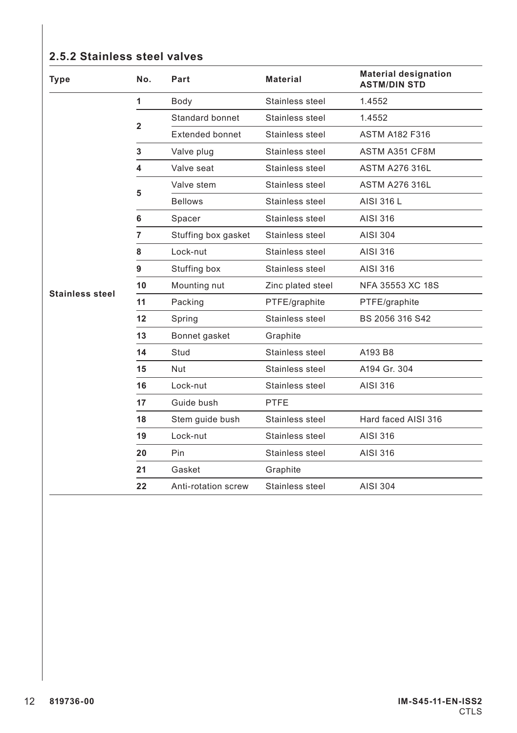### 2.5.2 Stainless steel valves

| Type | No. | Part | Material | Material designation ASTM/DIN STD |
|---|---|---|---|---|
| Stainless steel | 1 | Body | Stainless steel | 1.4552 |
| | 2 | Standard bonnet | Stainless steel | 1.4552 |
| | | Extended bonnet | Stainless steel | ASTM A182 F316 |
| | 3 | Valve plug | Stainless steel | ASTM A351 CF8M |
| | 4 | Valve seat | Stainless steel | ASTM A276 316L |
| | 5 | Valve stem | Stainless steel | ASTM A276 316L |
| | | Bellows | Stainless steel | AISI 316 L |
| | 6 | Spacer | Stainless steel | AISI 316 |
| | 7 | Stuffing box gasket | Stainless steel | AISI 304 |
| | 8 | Lock-nut | Stainless steel | AISI 316 |
| | 9 | Stuffing box | Stainless steel | AISI 316 |
| | 10 | Mounting nut | Zinc plated steel | NFA 35553 XC 18S |
| | 11 | Packing | PTFE/graphite | PTFE/graphite |
| | 12 | Spring | Stainless steel | BS 2056 316 S42 |
| | 13 | Bonnet gasket | Graphite | |
| | 14 | Stud | Stainless steel | A193 B8 |
| | 15 | Nut | Stainless steel | A194 Gr. 304 |
| | 16 | Lock-nut | Stainless steel | AISI 316 |
| | 17 | Guide bush | PTFE | |
| | 18 | Stem guide bush | Stainless steel | Hard faced AISI 316 |
| | 19 | Lock-nut | Stainless steel | AISI 316 |
| | 20 | Pin | Stainless steel | AISI 316 |
| | 21 | Gasket | Graphite | |
| | 22 | Anti-rotation screw | Stainless steel | AISI 304 |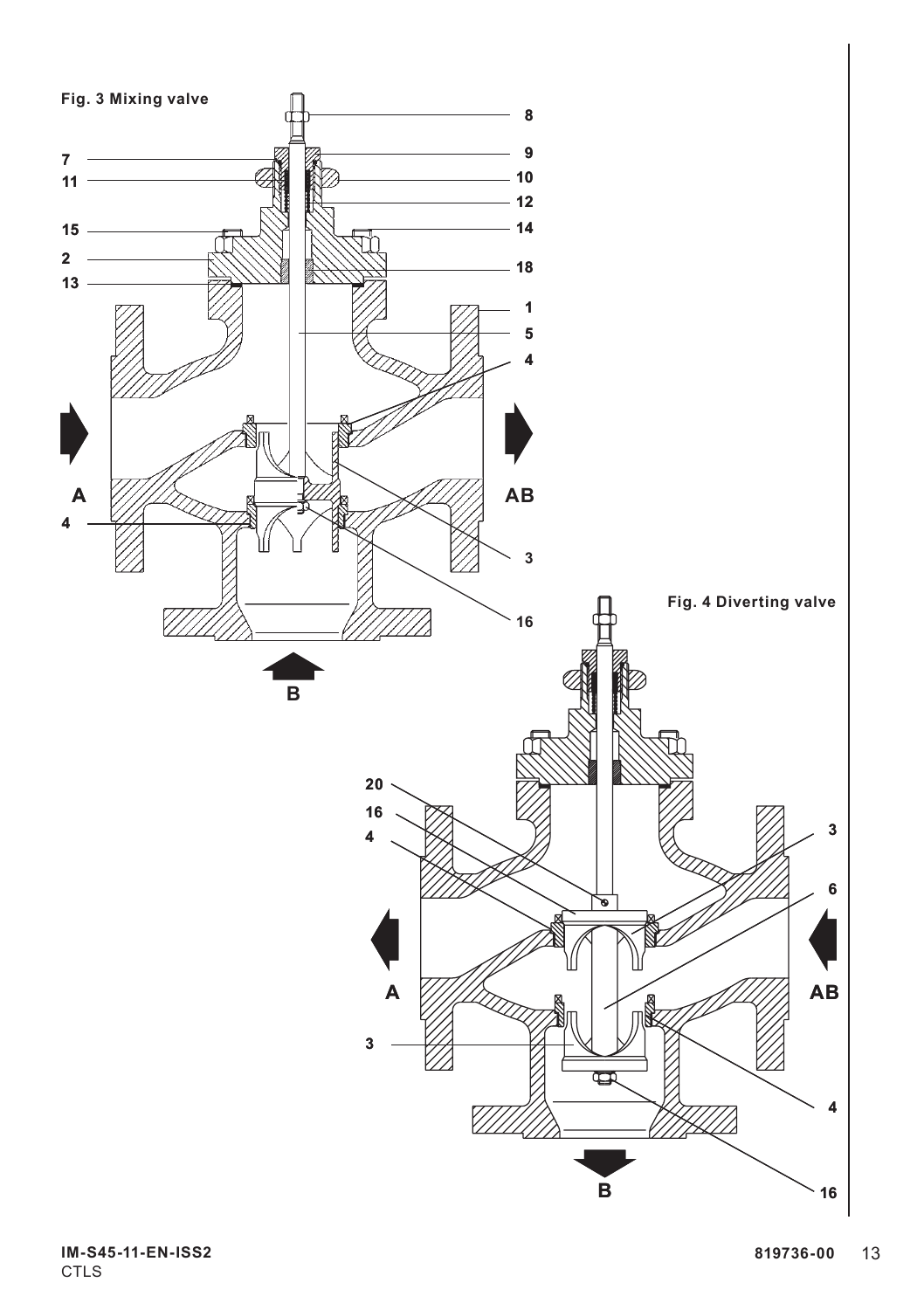**Fig. 3 Mixing valve**

**Fig. 4 Diverting valve**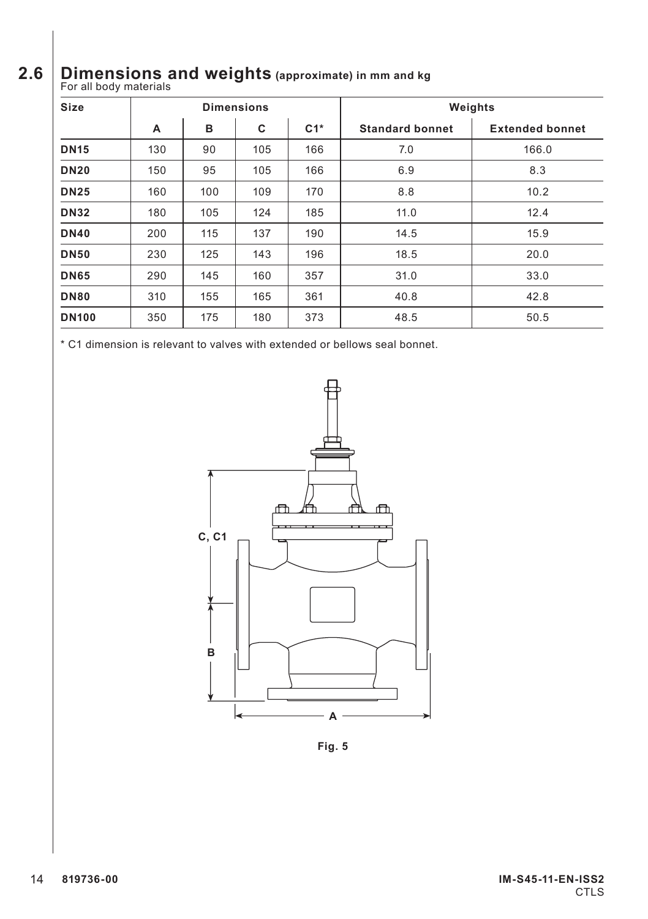## 2.6 Dimensions and weights (approximate) in mm and kg

For all body materials

| Size | Dimensions | | | | Weights | |
|---|---|---|---|---|---|---|
| | A | B | C | C1* | Standard bonnet | Extended bonnet |
| **DN15** | 130 | 90 | 105 | 166 | 7.0 | 166.0 |
| **DN20** | 150 | 95 | 105 | 166 | 6.9 | 8.3 |
| **DN25** | 160 | 100 | 109 | 170 | 8.8 | 10.2 |
| **DN32** | 180 | 105 | 124 | 185 | 11.0 | 12.4 |
| **DN40** | 200 | 115 | 137 | 190 | 14.5 | 15.9 |
| **DN50** | 230 | 125 | 143 | 196 | 18.5 | 20.0 |
| **DN65** | 290 | 145 | 160 | 357 | 31.0 | 33.0 |
| **DN80** | 310 | 155 | 165 | 361 | 40.8 | 42.8 |
| **DN100** | 350 | 175 | 180 | 373 | 48.5 | 50.5 |

* C1 dimension is relevant to valves with extended or bellows seal bonnet.

C, C1

B

A

**Fig. 5**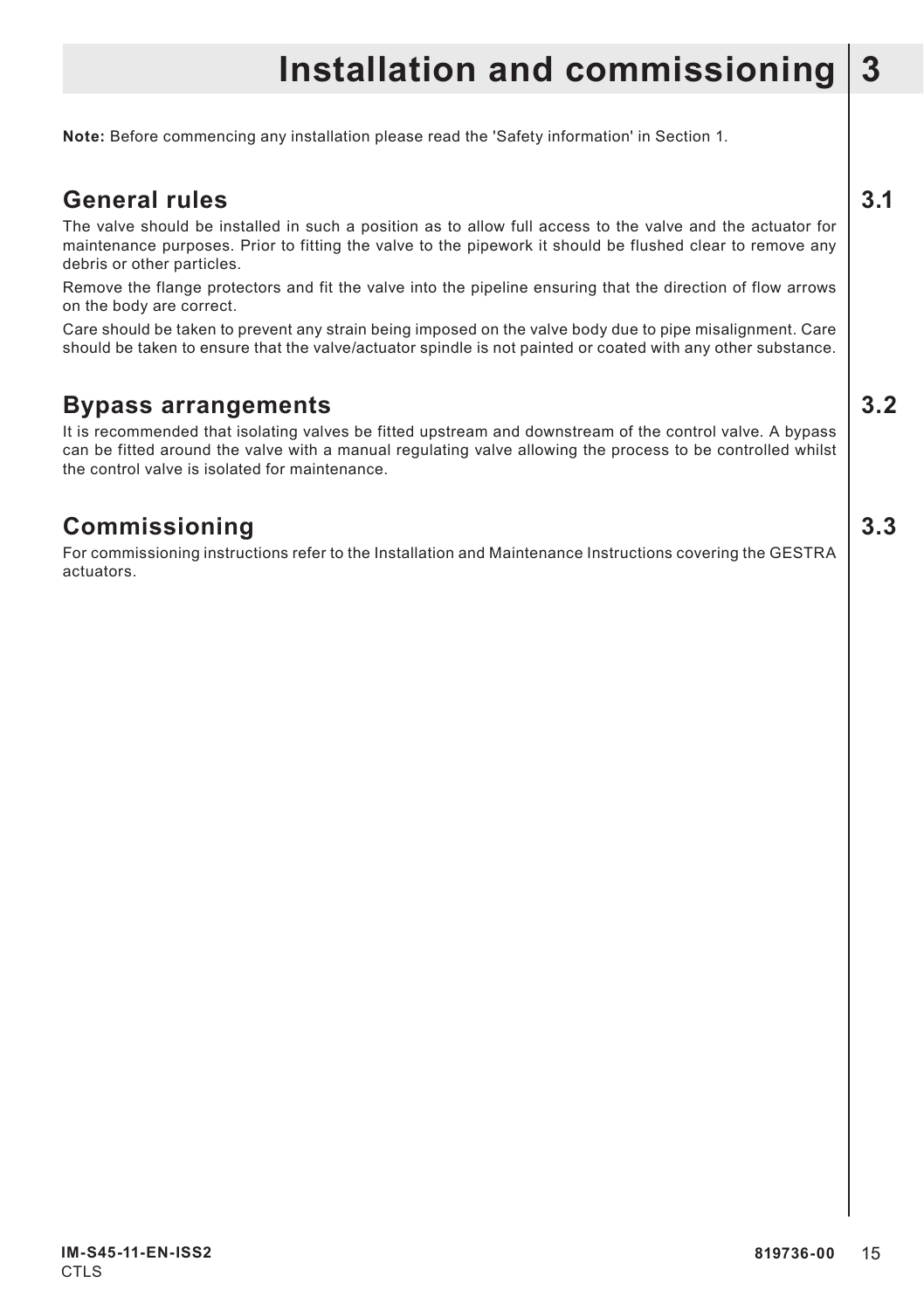# 3 Installation and commissioning

**Note:** Before commencing any installation please read the 'Safety information' in Section 1.

## 3.1 General rules

The valve should be installed in such a position as to allow full access to the valve and the actuator for maintenance purposes. Prior to fitting the valve to the pipework it should be flushed clear to remove any debris or other particles.

Remove the flange protectors and fit the valve into the pipeline ensuring that the direction of flow arrows on the body are correct.

Care should be taken to prevent any strain being imposed on the valve body due to pipe misalignment. Care should be taken to ensure that the valve/actuator spindle is not painted or coated with any other substance.

## 3.2 Bypass arrangements

It is recommended that isolating valves be fitted upstream and downstream of the control valve. A bypass can be fitted around the valve with a manual regulating valve allowing the process to be controlled whilst the control valve is isolated for maintenance.

## 3.3 Commissioning

For commissioning instructions refer to the Installation and Maintenance Instructions covering the GESTRA actuators.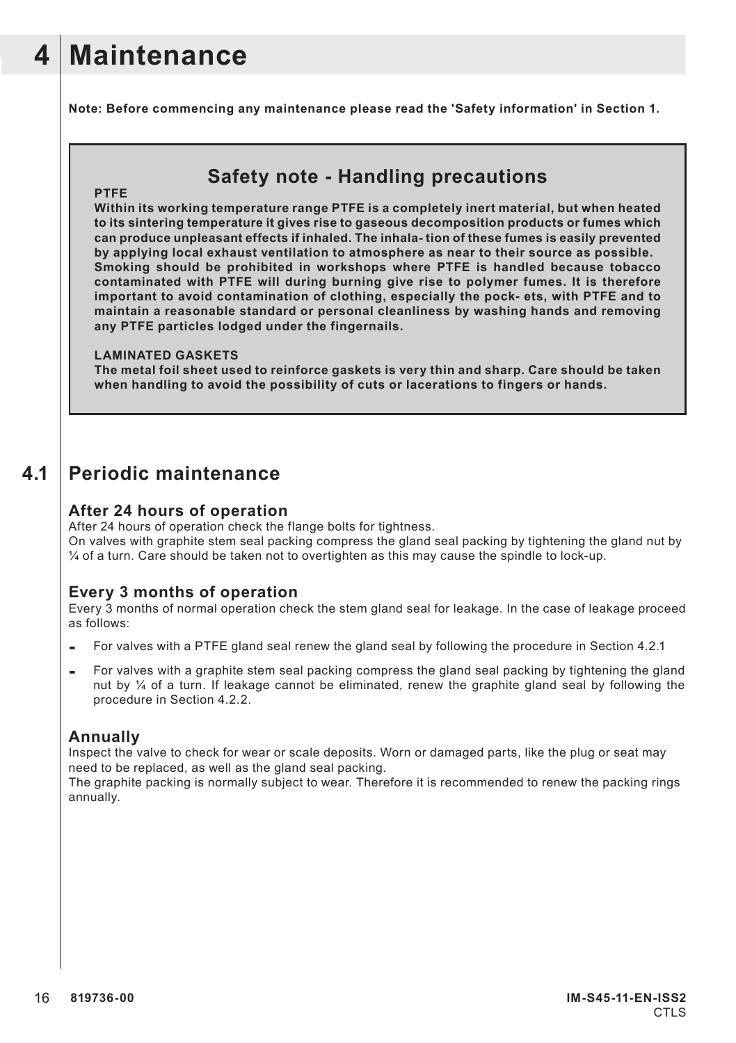# 4 Maintenance

**Note: Before commencing any maintenance please read the 'Safety information' in Section 1.**

## Safety note - Handling precautions

**PTFE**

**Within its working temperature range PTFE is a completely inert material, but when heated to its sintering temperature it gives rise to gaseous decomposition products or fumes which can produce unpleasant effects if inhaled. The inhala- tion of these fumes is easily prevented by applying local exhaust ventilation to atmosphere as near to their source as possible. Smoking should be prohibited in workshops where PTFE is handled because tobacco contaminated with PTFE will during burning give rise to polymer fumes. It is therefore important to avoid contamination of clothing, especially the pock- ets, with PTFE and to maintain a reasonable standard or personal cleanliness by washing hands and removing any PTFE particles lodged under the fingernails.**

**LAMINATED GASKETS**

**The metal foil sheet used to reinforce gaskets is very thin and sharp. Care should be taken when handling to avoid the possibility of cuts or lacerations to fingers or hands.**

## 4.1 Periodic maintenance

### After 24 hours of operation

After 24 hours of operation check the flange bolts for tightness.
On valves with graphite stem seal packing compress the gland seal packing by tightening the gland nut by ¼ of a turn. Care should be taken not to overtighten as this may cause the spindle to lock-up.

### Every 3 months of operation

Every 3 months of normal operation check the stem gland seal for leakage. In the case of leakage proceed as follows:

- For valves with a PTFE gland seal renew the gland seal by following the procedure in Section 4.2.1
- For valves with a graphite stem seal packing compress the gland seal packing by tightening the gland nut by ¼ of a turn. If leakage cannot be eliminated, renew the graphite gland seal by following the procedure in Section 4.2.2.

### Annually

Inspect the valve to check for wear or scale deposits. Worn or damaged parts, like the plug or seat may need to be replaced, as well as the gland seal packing.
The graphite packing is normally subject to wear. Therefore it is recommended to renew the packing rings annually.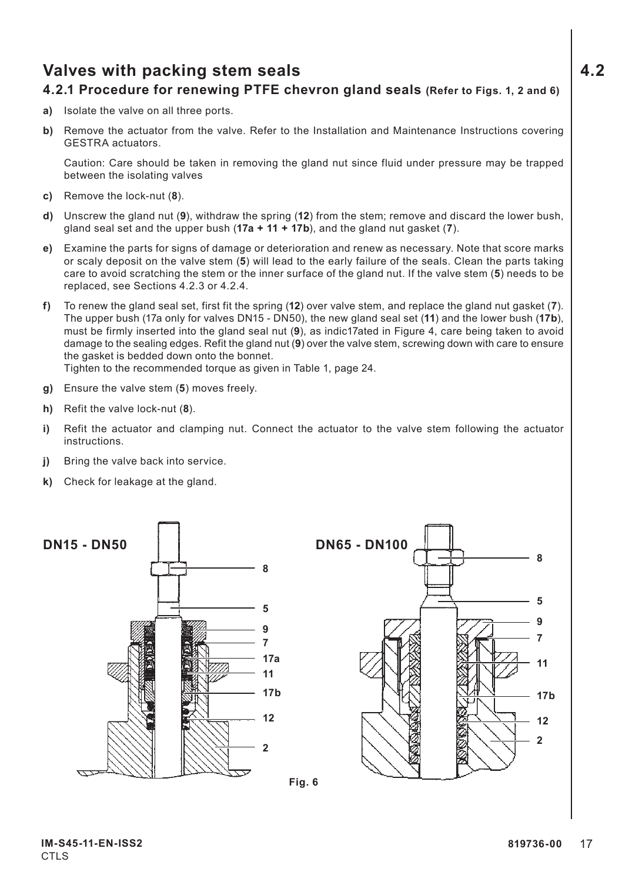# Valves with packing stem seals

## 4.2

### 4.2.1 Procedure for renewing PTFE chevron gland seals (Refer to Figs. 1, 2 and 6)

**a)** Isolate the valve on all three ports.

**b)** Remove the actuator from the valve. Refer to the Installation and Maintenance Instructions covering GESTRA actuators.

Caution: Care should be taken in removing the gland nut since fluid under pressure may be trapped between the isolating valves

**c)** Remove the lock-nut (**8**).

**d)** Unscrew the gland nut (**9**), withdraw the spring (**12**) from the stem; remove and discard the lower bush, gland seal set and the upper bush (**17a + 11 + 17b**), and the gland nut gasket (**7**).

**e)** Examine the parts for signs of damage or deterioration and renew as necessary. Note that score marks or scaly deposit on the valve stem (**5**) will lead to the early failure of the seals. Clean the parts taking care to avoid scratching the stem or the inner surface of the gland nut. If the valve stem (**5**) needs to be replaced, see Sections 4.2.3 or 4.2.4.

**f)** To renew the gland seal set, first fit the spring (**12**) over valve stem, and replace the gland nut gasket (**7**). The upper bush (17a only for valves DN15 - DN50), the new gland seal set (**11**) and the lower bush (**17b**), must be firmly inserted into the gland seal nut (**9**), as indic17ated in Figure 4, care being taken to avoid damage to the sealing edges. Refit the gland nut (**9**) over the valve stem, screwing down with care to ensure the gasket is bedded down onto the bonnet.
Tighten to the recommended torque as given in Table 1, page 24.

**g)** Ensure the valve stem (**5**) moves freely.

**h)** Refit the valve lock-nut (**8**).

**i)** Refit the actuator and clamping nut. Connect the actuator to the valve stem following the actuator instructions.

**j)** Bring the valve back into service.

**k)** Check for leakage at the gland.

**DN15 - DN50** — 8, 5, 9, 7, 17a, 11, 17b, 12, 2

**DN65 - DN100** — 8, 5, 9, 7, 11, 17b, 12, 2

Fig. 6

IM-S45-11-EN-ISS2
CTLS

819736-00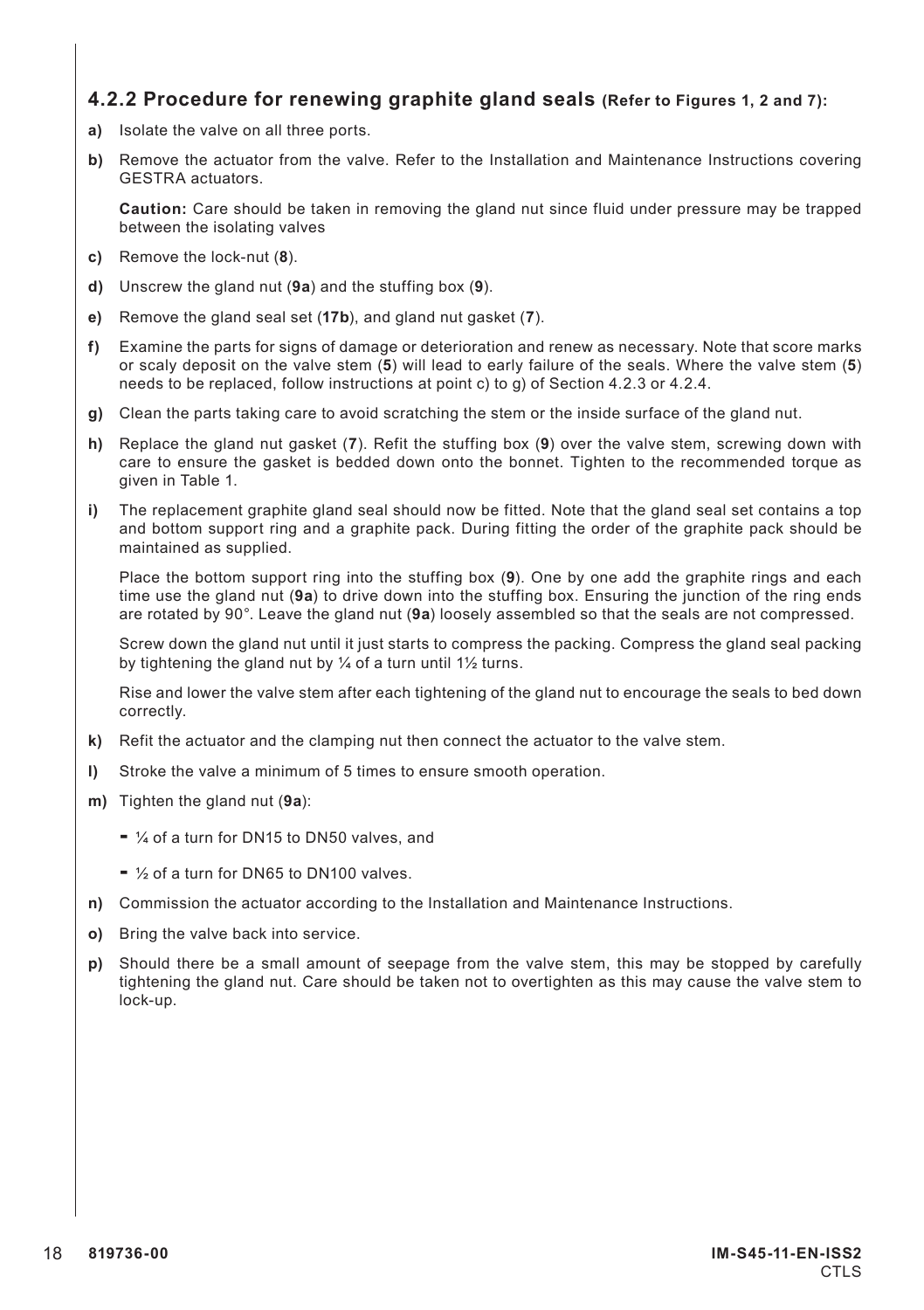### 4.2.2 Procedure for renewing graphite gland seals (Refer to Figures 1, 2 and 7):

**a)** Isolate the valve on all three ports.

**b)** Remove the actuator from the valve. Refer to the Installation and Maintenance Instructions covering GESTRA actuators.

**Caution:** Care should be taken in removing the gland nut since fluid under pressure may be trapped between the isolating valves

**c)** Remove the lock-nut (**8**).

**d)** Unscrew the gland nut (**9a**) and the stuffing box (**9**).

**e)** Remove the gland seal set (**17b**), and gland nut gasket (**7**).

**f)** Examine the parts for signs of damage or deterioration and renew as necessary. Note that score marks or scaly deposit on the valve stem (**5**) will lead to early failure of the seals. Where the valve stem (**5**) needs to be replaced, follow instructions at point c) to g) of Section 4.2.3 or 4.2.4.

**g)** Clean the parts taking care to avoid scratching the stem or the inside surface of the gland nut.

**h)** Replace the gland nut gasket (**7**). Refit the stuffing box (**9**) over the valve stem, screwing down with care to ensure the gasket is bedded down onto the bonnet. Tighten to the recommended torque as given in Table 1.

**i)** The replacement graphite gland seal should now be fitted. Note that the gland seal set contains a top and bottom support ring and a graphite pack. During fitting the order of the graphite pack should be maintained as supplied.

Place the bottom support ring into the stuffing box (**9**). One by one add the graphite rings and each time use the gland nut (**9a**) to drive down into the stuffing box. Ensuring the junction of the ring ends are rotated by 90°. Leave the gland nut (**9a**) loosely assembled so that the seals are not compressed.

Screw down the gland nut until it just starts to compress the packing. Compress the gland seal packing by tightening the gland nut by ¼ of a turn until 1½ turns.

Rise and lower the valve stem after each tightening of the gland nut to encourage the seals to bed down correctly.

**k)** Refit the actuator and the clamping nut then connect the actuator to the valve stem.

**l)** Stroke the valve a minimum of 5 times to ensure smooth operation.

**m)** Tighten the gland nut (**9a**):

- ¼ of a turn for DN15 to DN50 valves, and
- ½ of a turn for DN65 to DN100 valves.

**n)** Commission the actuator according to the Installation and Maintenance Instructions.

**o)** Bring the valve back into service.

**p)** Should there be a small amount of seepage from the valve stem, this may be stopped by carefully tightening the gland nut. Care should be taken not to overtighten as this may cause the valve stem to lock-up.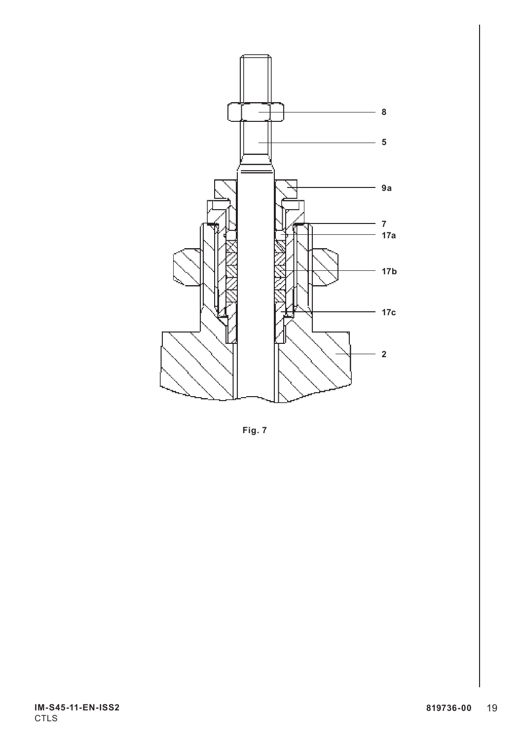8

5

9a

7

17a

17b

17c

2

**Fig. 7**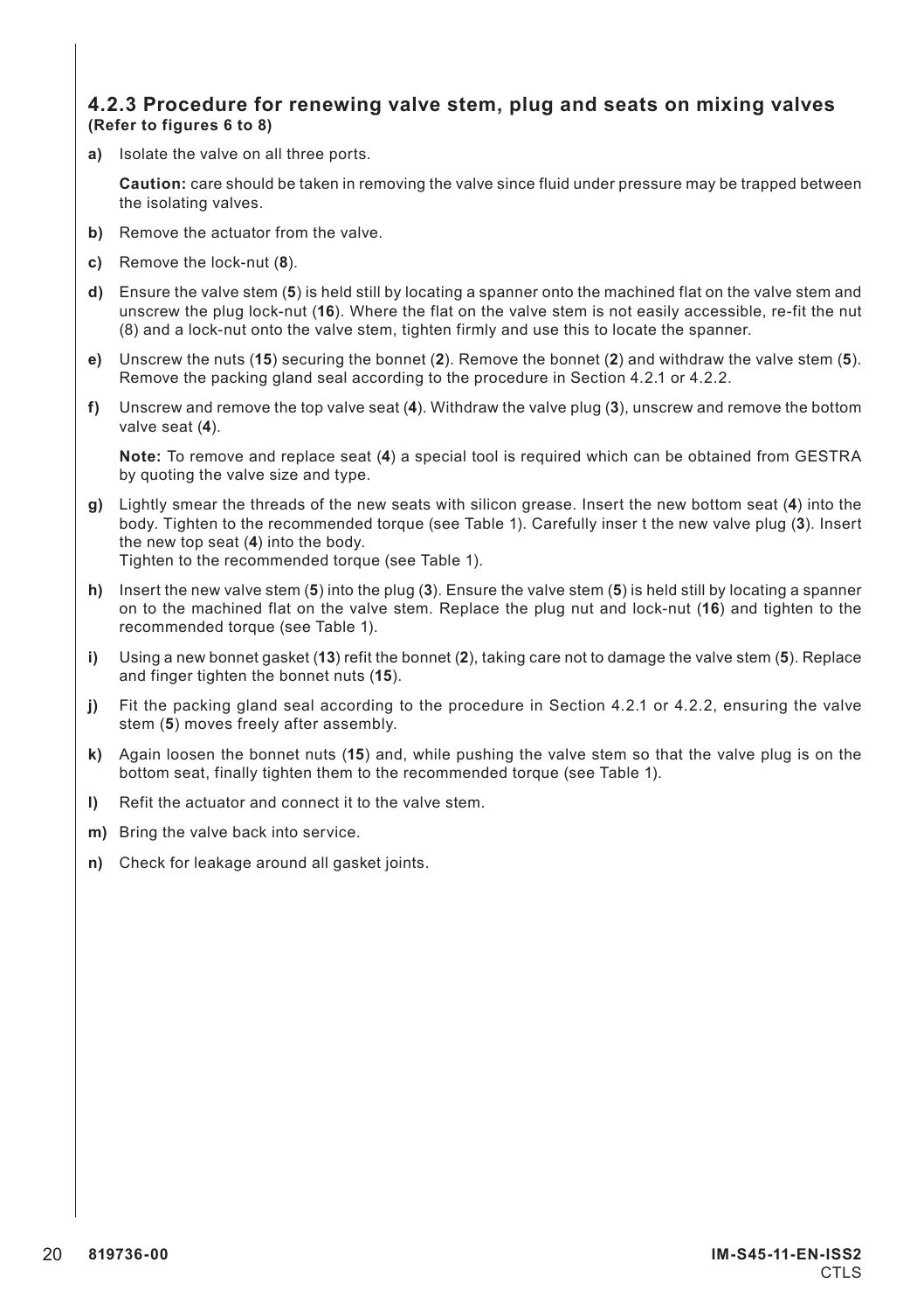### 4.2.3 Procedure for renewing valve stem, plug and seats on mixing valves
**(Refer to figures 6 to 8)**

**a)** Isolate the valve on all three ports.

**Caution:** care should be taken in removing the valve since fluid under pressure may be trapped between the isolating valves.

**b)** Remove the actuator from the valve.

**c)** Remove the lock-nut (**8**).

**d)** Ensure the valve stem (**5**) is held still by locating a spanner onto the machined flat on the valve stem and unscrew the plug lock-nut (**16**). Where the flat on the valve stem is not easily accessible, re-fit the nut (8) and a lock-nut onto the valve stem, tighten firmly and use this to locate the spanner.

**e)** Unscrew the nuts (**15**) securing the bonnet (**2**). Remove the bonnet (**2**) and withdraw the valve stem (**5**). Remove the packing gland seal according to the procedure in Section 4.2.1 or 4.2.2.

**f)** Unscrew and remove the top valve seat (**4**). Withdraw the valve plug (**3**), unscrew and remove the bottom valve seat (**4**).

**Note:** To remove and replace seat (**4**) a special tool is required which can be obtained from GESTRA by quoting the valve size and type.

**g)** Lightly smear the threads of the new seats with silicon grease. Insert the new bottom seat (**4**) into the body. Tighten to the recommended torque (see Table 1). Carefully inser t the new valve plug (**3**). Insert the new top seat (**4**) into the body.
Tighten to the recommended torque (see Table 1).

**h)** Insert the new valve stem (**5**) into the plug (**3**). Ensure the valve stem (**5**) is held still by locating a spanner on to the machined flat on the valve stem. Replace the plug nut and lock-nut (**16**) and tighten to the recommended torque (see Table 1).

**i)** Using a new bonnet gasket (**13**) refit the bonnet (**2**), taking care not to damage the valve stem (**5**). Replace and finger tighten the bonnet nuts (**15**).

**j)** Fit the packing gland seal according to the procedure in Section 4.2.1 or 4.2.2, ensuring the valve stem (**5**) moves freely after assembly.

**k)** Again loosen the bonnet nuts (**15**) and, while pushing the valve stem so that the valve plug is on the bottom seat, finally tighten them to the recommended torque (see Table 1).

**l)** Refit the actuator and connect it to the valve stem.

**m)** Bring the valve back into service.

**n)** Check for leakage around all gasket joints.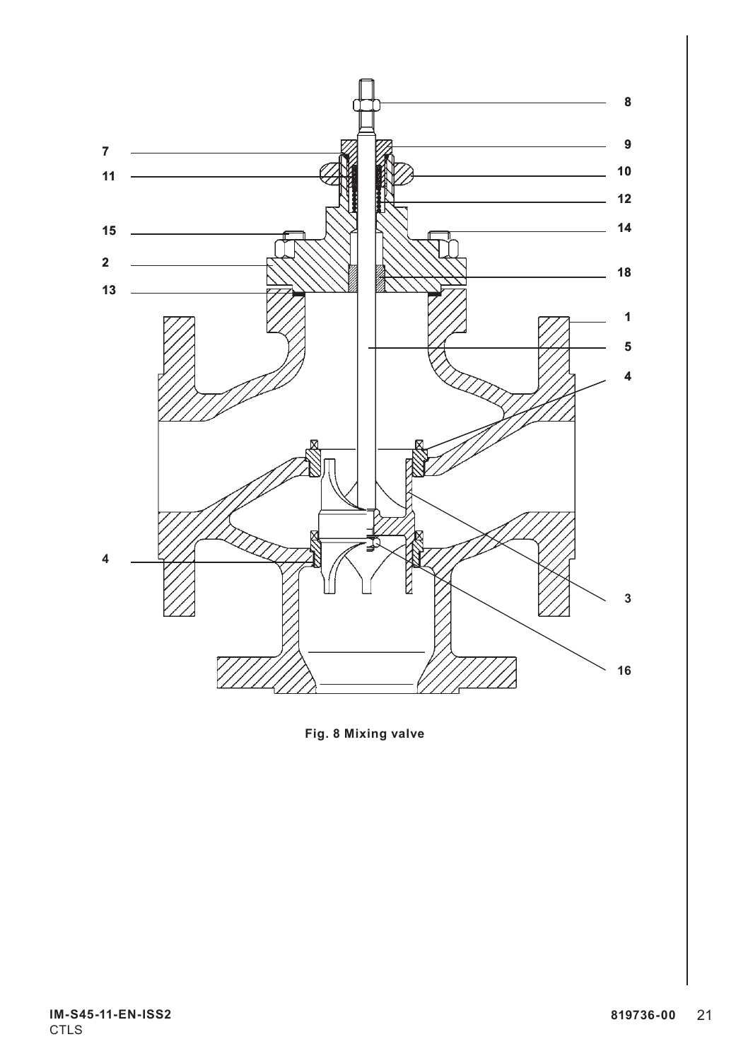Fig. 8 Mixing valve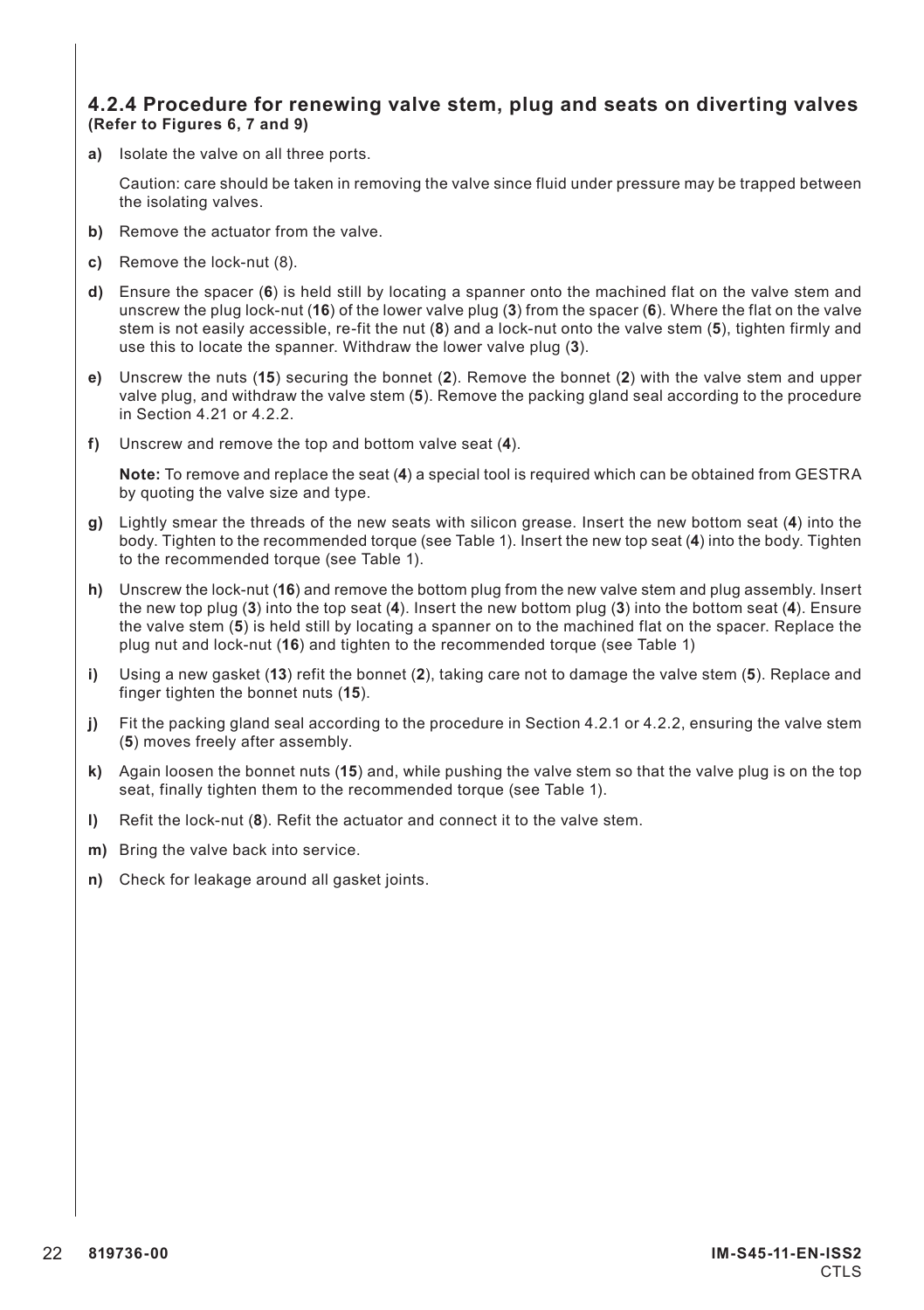### 4.2.4 Procedure for renewing valve stem, plug and seats on diverting valves
**(Refer to Figures 6, 7 and 9)**

**a)** Isolate the valve on all three ports.

Caution: care should be taken in removing the valve since fluid under pressure may be trapped between the isolating valves.

**b)** Remove the actuator from the valve.

**c)** Remove the lock-nut (8).

**d)** Ensure the spacer (**6**) is held still by locating a spanner onto the machined flat on the valve stem and unscrew the plug lock-nut (**16**) of the lower valve plug (**3**) from the spacer (**6**). Where the flat on the valve stem is not easily accessible, re-fit the nut (**8**) and a lock-nut onto the valve stem (**5**), tighten firmly and use this to locate the spanner. Withdraw the lower valve plug (**3**).

**e)** Unscrew the nuts (**15**) securing the bonnet (**2**). Remove the bonnet (**2**) with the valve stem and upper valve plug, and withdraw the valve stem (**5**). Remove the packing gland seal according to the procedure in Section 4.21 or 4.2.2.

**f)** Unscrew and remove the top and bottom valve seat (**4**).

**Note:** To remove and replace the seat (**4**) a special tool is required which can be obtained from GESTRA by quoting the valve size and type.

**g)** Lightly smear the threads of the new seats with silicon grease. Insert the new bottom seat (**4**) into the body. Tighten to the recommended torque (see Table 1). Insert the new top seat (**4**) into the body. Tighten to the recommended torque (see Table 1).

**h)** Unscrew the lock-nut (**16**) and remove the bottom plug from the new valve stem and plug assembly. Insert the new top plug (**3**) into the top seat (**4**). Insert the new bottom plug (**3**) into the bottom seat (**4**). Ensure the valve stem (**5**) is held still by locating a spanner on to the machined flat on the spacer. Replace the plug nut and lock-nut (**16**) and tighten to the recommended torque (see Table 1)

**i)** Using a new gasket (**13**) refit the bonnet (**2**), taking care not to damage the valve stem (**5**). Replace and finger tighten the bonnet nuts (**15**).

**j)** Fit the packing gland seal according to the procedure in Section 4.2.1 or 4.2.2, ensuring the valve stem (**5**) moves freely after assembly.

**k)** Again loosen the bonnet nuts (**15**) and, while pushing the valve stem so that the valve plug is on the top seat, finally tighten them to the recommended torque (see Table 1).

**l)** Refit the lock-nut (**8**). Refit the actuator and connect it to the valve stem.

**m)** Bring the valve back into service.

**n)** Check for leakage around all gasket joints.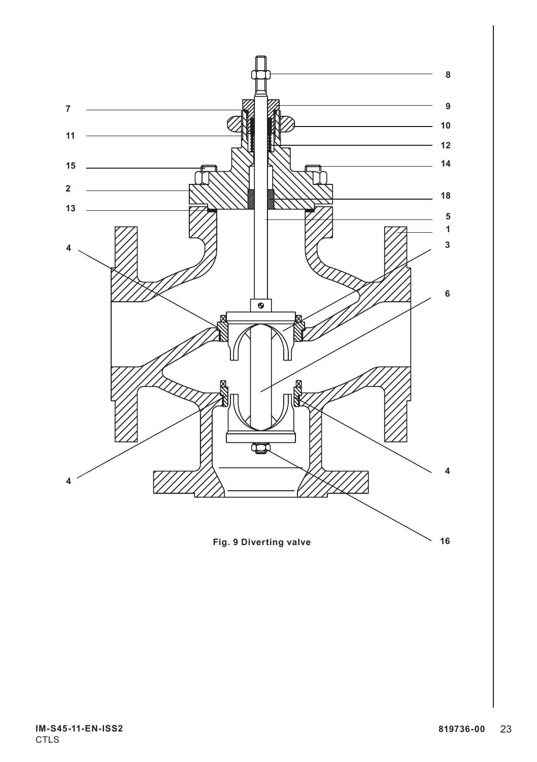**Fig. 9 Diverting valve**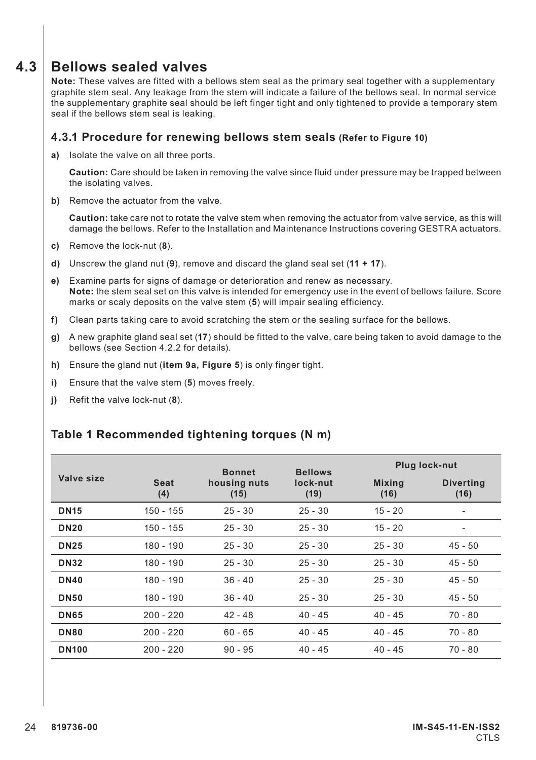## 4.3 Bellows sealed valves

**Note:** These valves are fitted with a bellows stem seal as the primary seal together with a supplementary graphite stem seal. Any leakage from the stem will indicate a failure of the bellows seal. In normal service the supplementary graphite seal should be left finger tight and only tightened to provide a temporary stem seal if the bellows stem seal is leaking.

### 4.3.1 Procedure for renewing bellows stem seals (Refer to Figure 10)

**a)** Isolate the valve on all three ports.

**Caution:** Care should be taken in removing the valve since fluid under pressure may be trapped between the isolating valves.

**b)** Remove the actuator from the valve.

**Caution:** take care not to rotate the valve stem when removing the actuator from valve service, as this will damage the bellows. Refer to the Installation and Maintenance Instructions covering GESTRA actuators.

**c)** Remove the lock-nut (**8**).

**d)** Unscrew the gland nut (**9**), remove and discard the gland seal set (**11 + 17**).

**e)** Examine parts for signs of damage or deterioration and renew as necessary.
**Note:** the stem seal set on this valve is intended for emergency use in the event of bellows failure. Score marks or scaly deposits on the valve stem (**5**) will impair sealing efficiency.

**f)** Clean parts taking care to avoid scratching the stem or the sealing surface for the bellows.

**g)** A new graphite gland seal set (**17**) should be fitted to the valve, care being taken to avoid damage to the bellows (see Section 4.2.2 for details).

**h)** Ensure the gland nut (**item 9a, Figure 5**) is only finger tight.

**i)** Ensure that the valve stem (**5**) moves freely.

**j)** Refit the valve lock-nut (**8**).

### Table 1 Recommended tightening torques (N m)

| Valve size | Seat (4) | Bonnet housing nuts (15) | Bellows lock-nut (19) | Plug lock-nut | |
|---|---|---|---|---|---|
| | | | | Mixing (16) | Diverting (16) |
| **DN15** | 150 - 155 | 25 - 30 | 25 - 30 | 15 - 20 | - |
| **DN20** | 150 - 155 | 25 - 30 | 25 - 30 | 15 - 20 | - |
| **DN25** | 180 - 190 | 25 - 30 | 25 - 30 | 25 - 30 | 45 - 50 |
| **DN32** | 180 - 190 | 25 - 30 | 25 - 30 | 25 - 30 | 45 - 50 |
| **DN40** | 180 - 190 | 36 - 40 | 25 - 30 | 25 - 30 | 45 - 50 |
| **DN50** | 180 - 190 | 36 - 40 | 25 - 30 | 25 - 30 | 45 - 50 |
| **DN65** | 200 - 220 | 42 - 48 | 40 - 45 | 40 - 45 | 70 - 80 |
| **DN80** | 200 - 220 | 60 - 65 | 40 - 45 | 40 - 45 | 70 - 80 |
| **DN100** | 200 - 220 | 90 - 95 | 40 - 45 | 40 - 45 | 70 - 80 |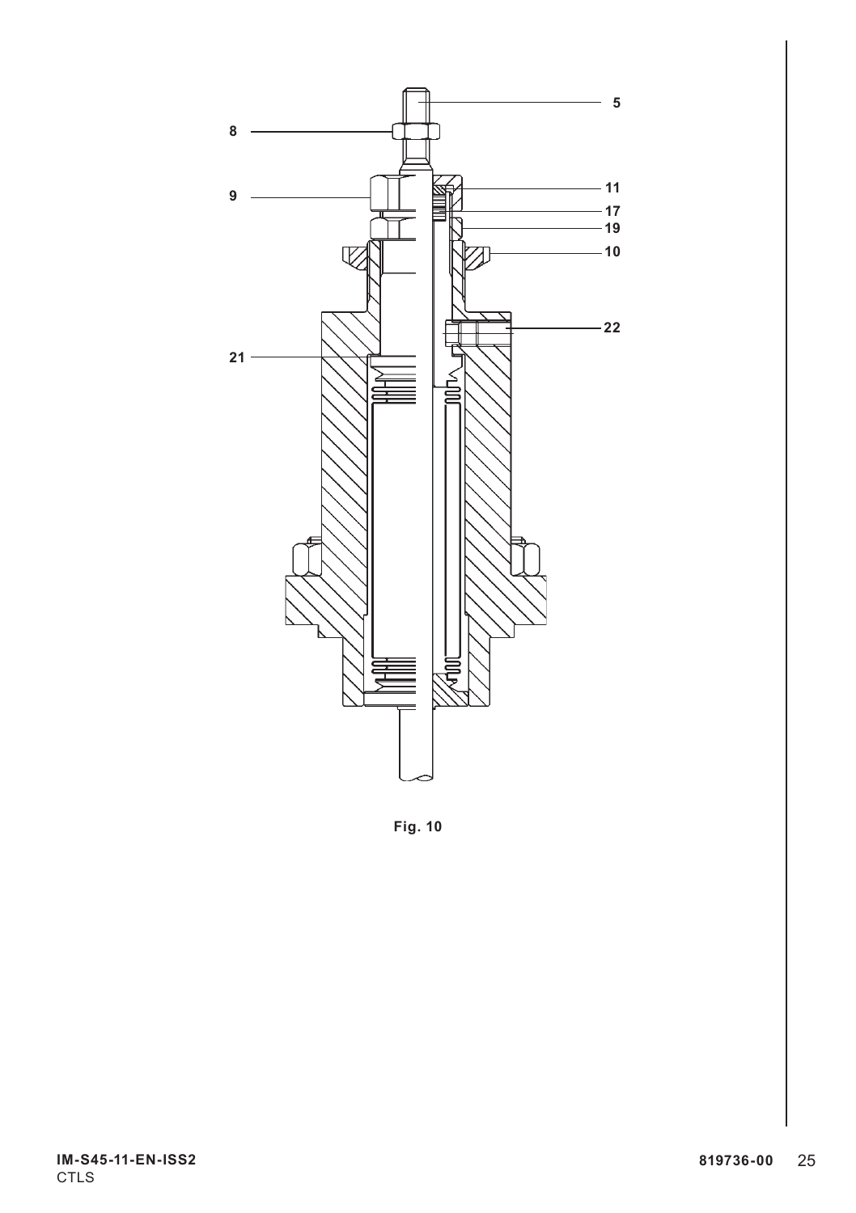Fig. 10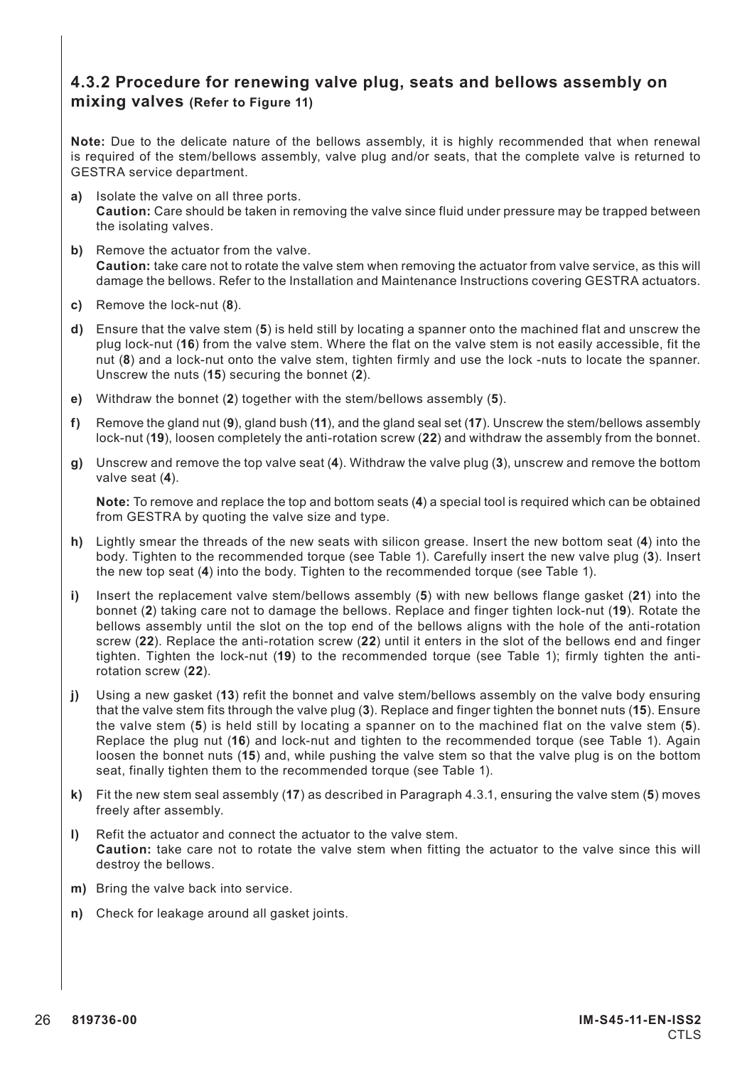### 4.3.2 Procedure for renewing valve plug, seats and bellows assembly on mixing valves (Refer to Figure 11)

**Note:** Due to the delicate nature of the bellows assembly, it is highly recommended that when renewal is required of the stem/bellows assembly, valve plug and/or seats, that the complete valve is returned to GESTRA service department.

**a)** Isolate the valve on all three ports.
**Caution:** Care should be taken in removing the valve since fluid under pressure may be trapped between the isolating valves.

**b)** Remove the actuator from the valve.
**Caution:** take care not to rotate the valve stem when removing the actuator from valve service, as this will damage the bellows. Refer to the Installation and Maintenance Instructions covering GESTRA actuators.

**c)** Remove the lock-nut (**8**).

**d)** Ensure that the valve stem (**5**) is held still by locating a spanner onto the machined flat and unscrew the plug lock-nut (**16**) from the valve stem. Where the flat on the valve stem is not easily accessible, fit the nut (**8**) and a lock-nut onto the valve stem, tighten firmly and use the lock -nuts to locate the spanner. Unscrew the nuts (**15**) securing the bonnet (**2**).

**e)** Withdraw the bonnet (**2**) together with the stem/bellows assembly (**5**).

**f)** Remove the gland nut (**9**), gland bush (**11**), and the gland seal set (**17**). Unscrew the stem/bellows assembly lock-nut (**19**), loosen completely the anti-rotation screw (**22**) and withdraw the assembly from the bonnet.

**g)** Unscrew and remove the top valve seat (**4**). Withdraw the valve plug (**3**), unscrew and remove the bottom valve seat (**4**).

**Note:** To remove and replace the top and bottom seats (**4**) a special tool is required which can be obtained from GESTRA by quoting the valve size and type.

**h)** Lightly smear the threads of the new seats with silicon grease. Insert the new bottom seat (**4**) into the body. Tighten to the recommended torque (see Table 1). Carefully insert the new valve plug (**3**). Insert the new top seat (**4**) into the body. Tighten to the recommended torque (see Table 1).

**i)** Insert the replacement valve stem/bellows assembly (**5**) with new bellows flange gasket (**21**) into the bonnet (**2**) taking care not to damage the bellows. Replace and finger tighten lock-nut (**19**). Rotate the bellows assembly until the slot on the top end of the bellows aligns with the hole of the anti-rotation screw (**22**). Replace the anti-rotation screw (**22**) until it enters in the slot of the bellows end and finger tighten. Tighten the lock-nut (**19**) to the recommended torque (see Table 1); firmly tighten the anti-rotation screw (**22**).

**j)** Using a new gasket (**13**) refit the bonnet and valve stem/bellows assembly on the valve body ensuring that the valve stem fits through the valve plug (**3**). Replace and finger tighten the bonnet nuts (**15**). Ensure the valve stem (**5**) is held still by locating a spanner on to the machined flat on the valve stem (**5**). Replace the plug nut (**16**) and lock-nut and tighten to the recommended torque (see Table 1). Again loosen the bonnet nuts (**15**) and, while pushing the valve stem so that the valve plug is on the bottom seat, finally tighten them to the recommended torque (see Table 1).

**k)** Fit the new stem seal assembly (**17**) as described in Paragraph 4.3.1, ensuring the valve stem (**5**) moves freely after assembly.

**l)** Refit the actuator and connect the actuator to the valve stem.
**Caution:** take care not to rotate the valve stem when fitting the actuator to the valve since this will destroy the bellows.

**m)** Bring the valve back into service.

**n)** Check for leakage around all gasket joints.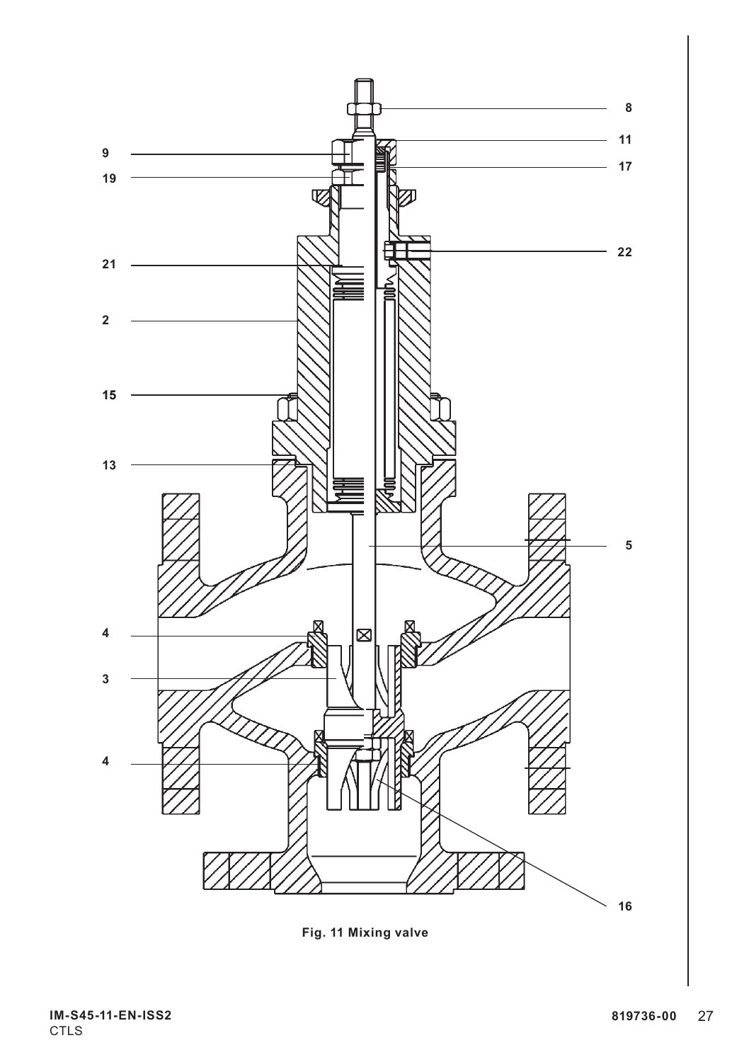Fig. 11 Mixing valve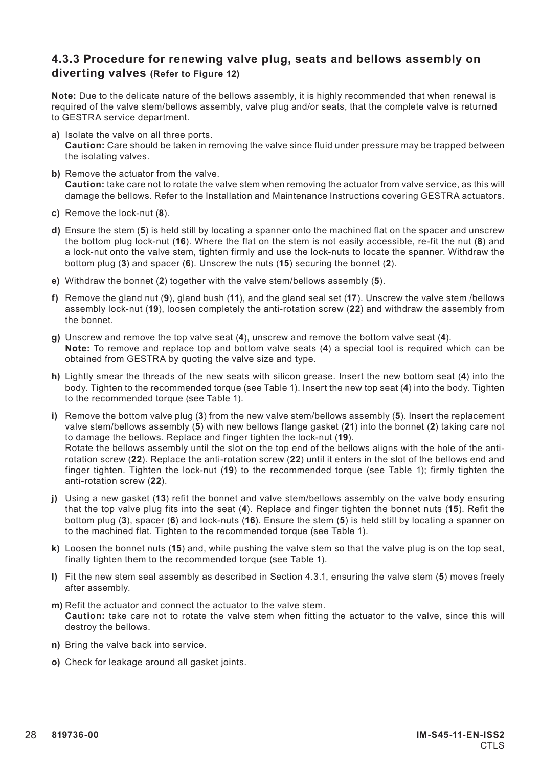### 4.3.3 Procedure for renewing valve plug, seats and bellows assembly on diverting valves (Refer to Figure 12)

**Note:** Due to the delicate nature of the bellows assembly, it is highly recommended that when renewal is required of the valve stem/bellows assembly, valve plug and/or seats, that the complete valve is returned to GESTRA service department.

**a)** Isolate the valve on all three ports.
**Caution:** Care should be taken in removing the valve since fluid under pressure may be trapped between the isolating valves.

**b)** Remove the actuator from the valve.
**Caution:** take care not to rotate the valve stem when removing the actuator from valve service, as this will damage the bellows. Refer to the Installation and Maintenance Instructions covering GESTRA actuators.

**c)** Remove the lock-nut (**8**).

**d)** Ensure the stem (**5**) is held still by locating a spanner onto the machined flat on the spacer and unscrew the bottom plug lock-nut (**16**). Where the flat on the stem is not easily accessible, re-fit the nut (**8**) and a lock-nut onto the valve stem, tighten firmly and use the lock-nuts to locate the spanner. Withdraw the bottom plug (**3**) and spacer (**6**). Unscrew the nuts (**15**) securing the bonnet (**2**).

**e)** Withdraw the bonnet (**2**) together with the valve stem/bellows assembly (**5**).

**f)** Remove the gland nut (**9**), gland bush (**11**), and the gland seal set (**17**). Unscrew the valve stem /bellows assembly lock-nut (**19**), loosen completely the anti-rotation screw (**22**) and withdraw the assembly from the bonnet.

**g)** Unscrew and remove the top valve seat (**4**), unscrew and remove the bottom valve seat (**4**).
**Note:** To remove and replace top and bottom valve seats (**4**) a special tool is required which can be obtained from GESTRA by quoting the valve size and type.

**h)** Lightly smear the threads of the new seats with silicon grease. Insert the new bottom seat (**4**) into the body. Tighten to the recommended torque (see Table 1). Insert the new top seat (**4**) into the body. Tighten to the recommended torque (see Table 1).

**i)** Remove the bottom valve plug (**3**) from the new valve stem/bellows assembly (**5**). Insert the replacement valve stem/bellows assembly (**5**) with new bellows flange gasket (**21**) into the bonnet (**2**) taking care not to damage the bellows. Replace and finger tighten the lock-nut (**19**).
Rotate the bellows assembly until the slot on the top end of the bellows aligns with the hole of the anti-rotation screw (**22**). Replace the anti-rotation screw (**22**) until it enters in the slot of the bellows end and finger tighten. Tighten the lock-nut (**19**) to the recommended torque (see Table 1); firmly tighten the anti-rotation screw (**22**).

**j)** Using a new gasket (**13**) refit the bonnet and valve stem/bellows assembly on the valve body ensuring that the top valve plug fits into the seat (**4**). Replace and finger tighten the bonnet nuts (**15**). Refit the bottom plug (**3**), spacer (**6**) and lock-nuts (**16**). Ensure the stem (**5**) is held still by locating a spanner on to the machined flat. Tighten to the recommended torque (see Table 1).

**k)** Loosen the bonnet nuts (**15**) and, while pushing the valve stem so that the valve plug is on the top seat, finally tighten them to the recommended torque (see Table 1).

**l)** Fit the new stem seal assembly as described in Section 4.3.1, ensuring the valve stem (**5**) moves freely after assembly.

**m)** Refit the actuator and connect the actuator to the valve stem.
**Caution:** take care not to rotate the valve stem when fitting the actuator to the valve, since this will destroy the bellows.

**n)** Bring the valve back into service.

**o)** Check for leakage around all gasket joints.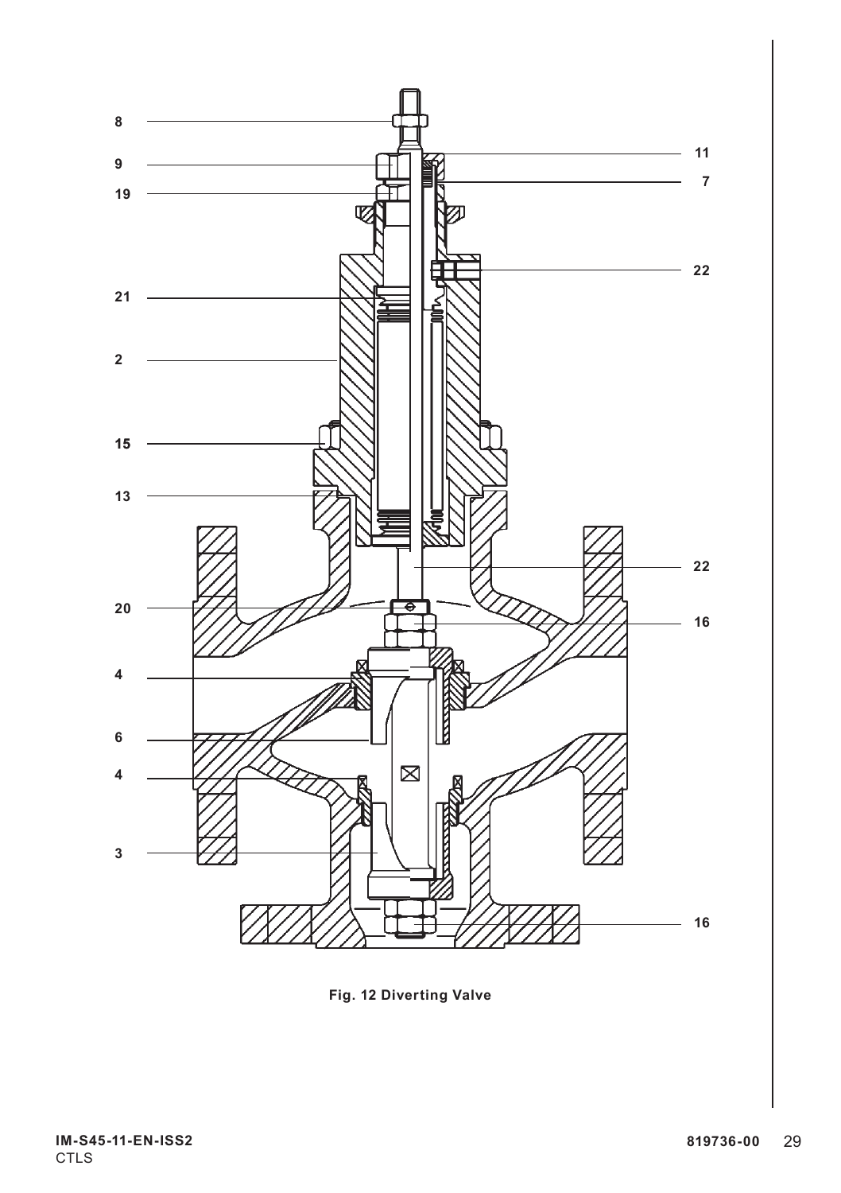8

9

19

21

2

15

13

20

4

6

4

3

11

7

22

22

16

16

**Fig. 12 Diverting Valve**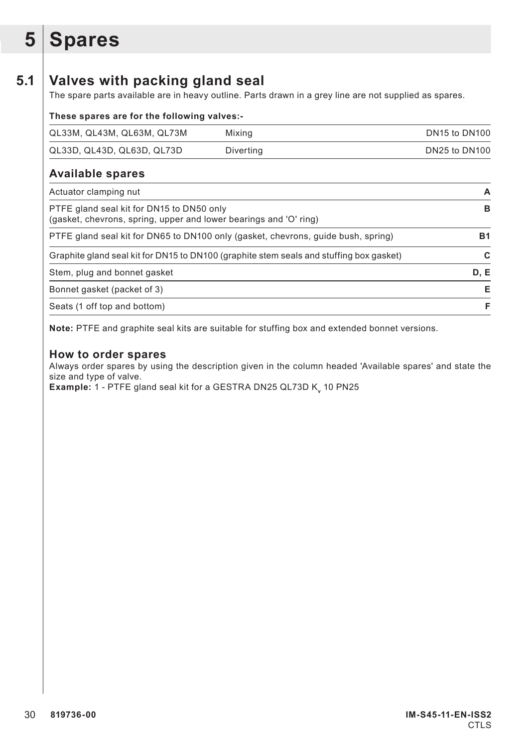# 5 Spares

## 5.1 Valves with packing gland seal

The spare parts available are in heavy outline. Parts drawn in a grey line are not supplied as spares.

**These spares are for the following valves:-**

| | | |
|---|---|---|
| QL33M, QL43M, QL63M, QL73M | Mixing | DN15 to DN100 |
| QL33D, QL43D, QL63D, QL73D | Diverting | DN25 to DN100 |

### Available spares

| | |
|---|---|
| Actuator clamping nut | **A** |
| PTFE gland seal kit for DN15 to DN50 only (gasket, chevrons, spring, upper and lower bearings and 'O' ring) | **B** |
| PTFE gland seal kit for DN65 to DN100 only (gasket, chevrons, guide bush, spring) | **B1** |
| Graphite gland seal kit for DN15 to DN100 (graphite stem seals and stuffing box gasket) | **C** |
| Stem, plug and bonnet gasket | **D, E** |
| Bonnet gasket (packet of 3) | **E** |
| Seats (1 off top and bottom) | **F** |

**Note:** PTFE and graphite seal kits are suitable for stuffing box and extended bonnet versions.

### How to order spares

Always order spares by using the description given in the column headed 'Available spares' and state the size and type of valve.

**Example:** 1 - PTFE gland seal kit for a GESTRA DN25 QL73D $K_v$ 10 PN25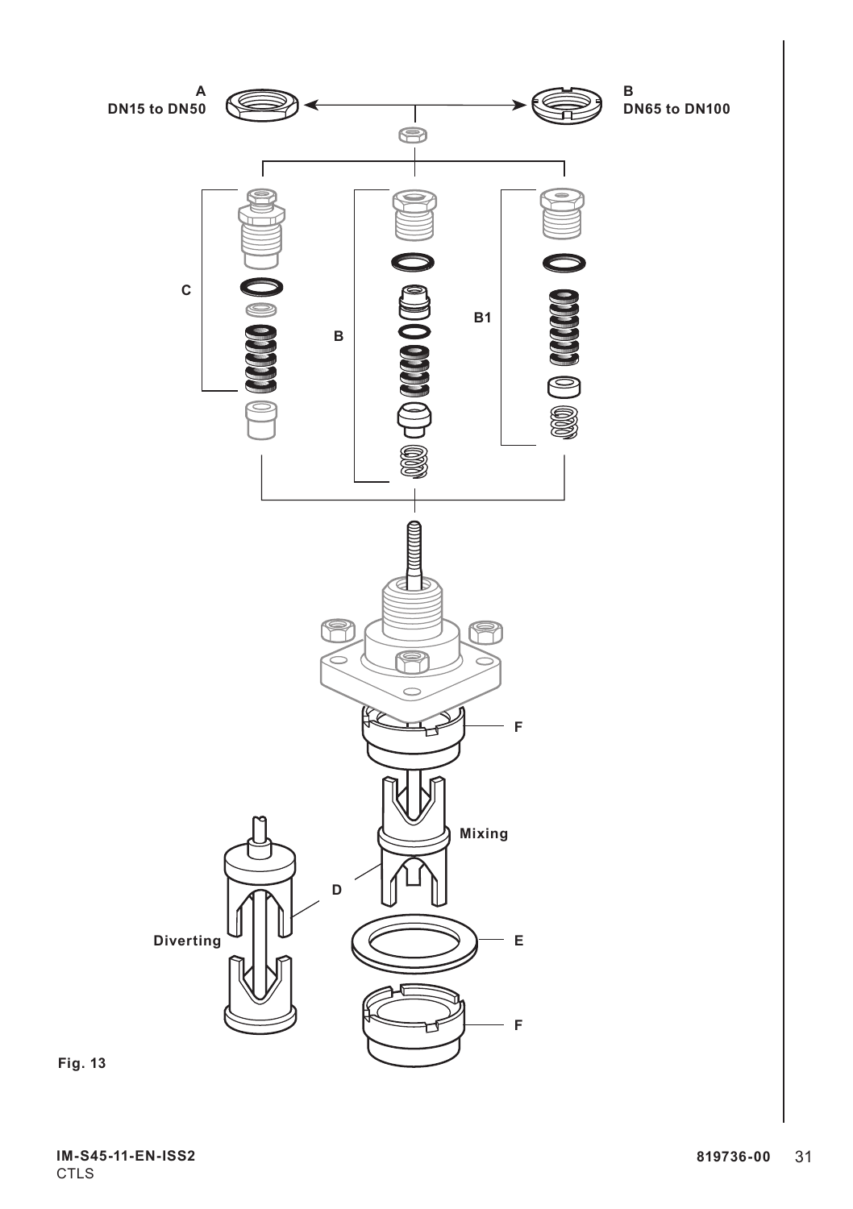A
DN15 to DN50

B
DN65 to DN100

C

B

B1

F

Mixing

D

Diverting

E

F

Fig. 13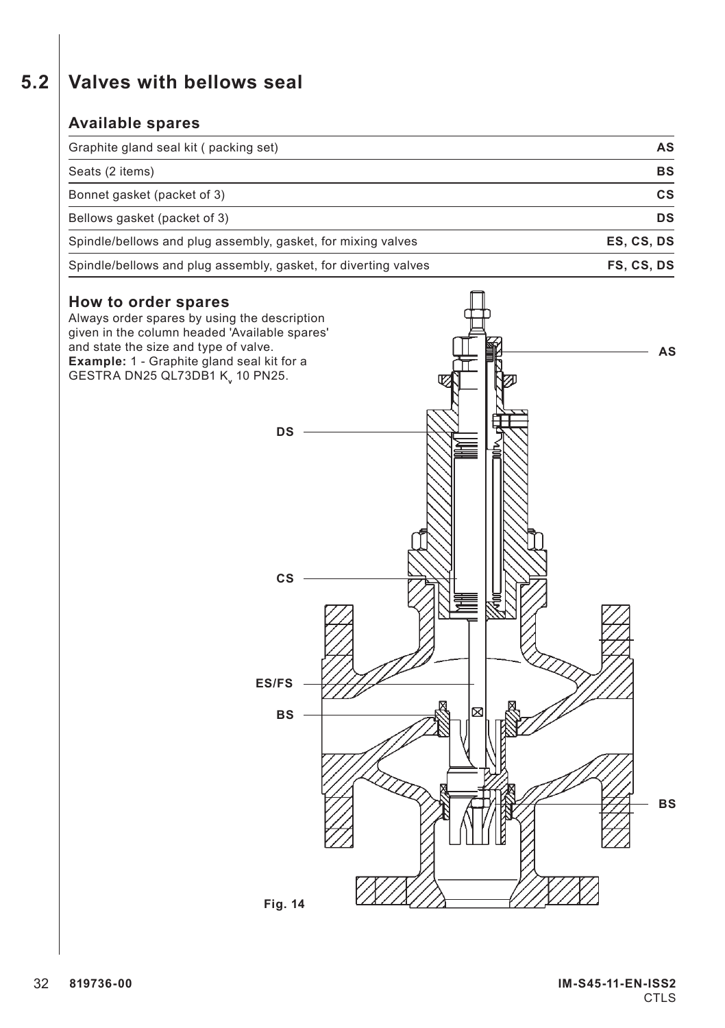## 5.2 Valves with bellows seal

### Available spares

| | |
|---|---|
| Graphite gland seal kit ( packing set) | **AS** |
| Seats (2 items) | **BS** |
| Bonnet gasket (packet of 3) | **CS** |
| Bellows gasket (packet of 3) | **DS** |
| Spindle/bellows and plug assembly, gasket, for mixing valves | **ES, CS, DS** |
| Spindle/bellows and plug assembly, gasket, for diverting valves | **FS, CS, DS** |

### How to order spares

Always order spares by using the description given in the column headed 'Available spares' and state the size and type of valve.

**Example:** 1 - Graphite gland seal kit for a GESTRA DN25 QL73DB1 $K_v$ 10 PN25.

AS

DS

CS

ES/FS

BS

BS

**Fig. 14**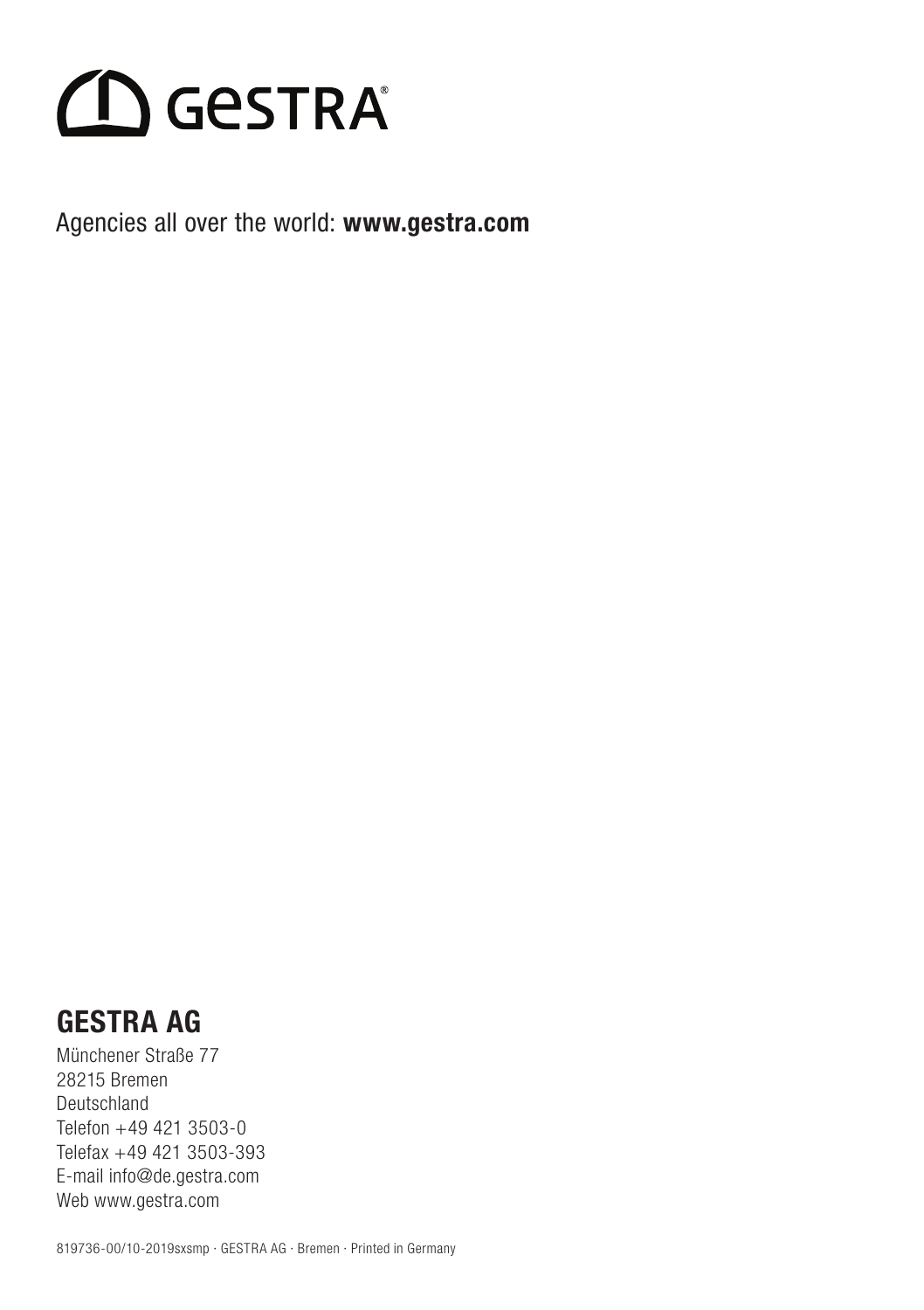# GESTRA®

Agencies all over the world: **www.gestra.com**

## GESTRA AG

Münchener Straße 77
28215 Bremen
Deutschland
Telefon +49 421 3503-0
Telefax +49 421 3503-393
E-mail info@de.gestra.com
Web www.gestra.com

819736-00/10-2019sxsmp · GESTRA AG · Bremen · Printed in Germany